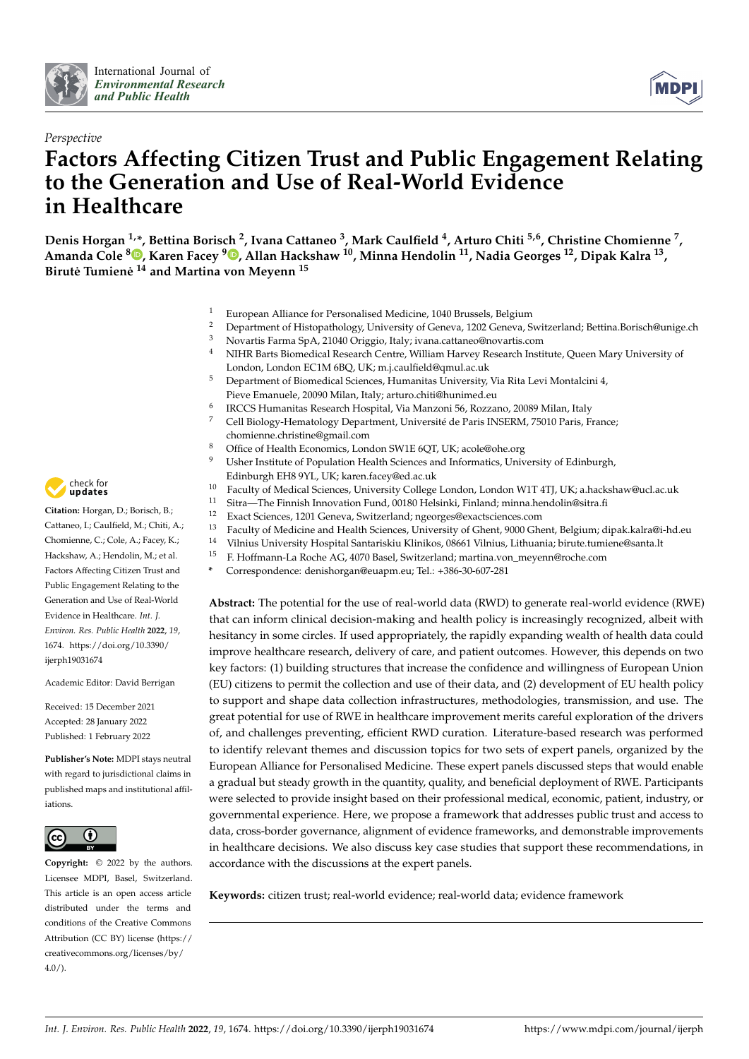*Perspective*

# Factors Affecting Citizen Trust and Public Engagement Relating to the Generation and Use of Real-World Evidence in Healthcare

**Denis Horgan [1,*], Bettina Borisch [2], Ivana Cattaneo [3], Mark Caulfield [4], Arturo Chiti [5,6], Christine Chomienne [7], Amanda Cole [8], Karen Facey [9], Allan Hackshaw [10], Minna Hendolin [11], Nadia Georges [12], Dipak Kalra [13], Birutė Tumienė [14] and Martina von Meyenn [15]**

1. European Alliance for Personalised Medicine, 1040 Brussels, Belgium
2. Department of Histopathology, University of Geneva, 1202 Geneva, Switzerland; Bettina.Borisch@unige.ch
3. Novartis Farma SpA, 21040 Origgio, Italy; ivana.cattaneo@novartis.com
4. NIHR Barts Biomedical Research Centre, William Harvey Research Institute, Queen Mary University of London, London EC1M 6BQ, UK; m.j.caulfield@qmul.ac.uk
5. Department of Biomedical Sciences, Humanitas University, Via Rita Levi Montalcini 4, Pieve Emanuele, 20090 Milan, Italy; arturo.chiti@hunimed.eu
6. IRCCS Humanitas Research Hospital, Via Manzoni 56, Rozzano, 20089 Milan, Italy
7. Cell Biology-Hematology Department, Université de Paris INSERM, 75010 Paris, France; chomienne.christine@gmail.com
8. Office of Health Economics, London SW1E 6QT, UK; acole@ohe.org
9. Usher Institute of Population Health Sciences and Informatics, University of Edinburgh, Edinburgh EH8 9YL, UK; karen.facey@ed.ac.uk
10. Faculty of Medical Sciences, University College London, London W1T 4TJ, UK; a.hackshaw@ucl.ac.uk
11. Sitra—The Finnish Innovation Fund, 00180 Helsinki, Finland; minna.hendolin@sitra.fi
12. Exact Sciences, 1201 Geneva, Switzerland; ngeorges@exactsciences.com
13. Faculty of Medicine and Health Sciences, University of Ghent, 9000 Ghent, Belgium; dipak.kalra@i-hd.eu
14. Vilnius University Hospital Santariskiu Klinikos, 08661 Vilnius, Lithuania; birute.tumiene@santa.lt
15. F. Hoffmann-La Roche AG, 4070 Basel, Switzerland; martina.von_meyenn@roche.com

\* Correspondence: denishorgan@euapm.eu; Tel.: +386-30-607-281

**Citation:** Horgan, D.; Borisch, B.; Cattaneo, I.; Caulfield, M.; Chiti, A.; Chomienne, C.; Cole, A.; Facey, K.; Hackshaw, A.; Hendolin, M.; et al. Factors Affecting Citizen Trust and Public Engagement Relating to the Generation and Use of Real-World Evidence in Healthcare. *Int. J. Environ. Res. Public Health* **2022**, *19*, 1674. https://doi.org/10.3390/ijerph19031674

Academic Editor: David Berrigan

Received: 15 December 2021
Accepted: 28 January 2022
Published: 1 February 2022

**Publisher's Note:** MDPI stays neutral with regard to jurisdictional claims in published maps and institutional affiliations.

**Copyright:** © 2022 by the authors. Licensee MDPI, Basel, Switzerland. This article is an open access article distributed under the terms and conditions of the Creative Commons Attribution (CC BY) license (https://creativecommons.org/licenses/by/4.0/).

**Abstract:** The potential for the use of real-world data (RWD) to generate real-world evidence (RWE) that can inform clinical decision-making and health policy is increasingly recognized, albeit with hesitancy in some circles. If used appropriately, the rapidly expanding wealth of health data could improve healthcare research, delivery of care, and patient outcomes. However, this depends on two key factors: (1) building structures that increase the confidence and willingness of European Union (EU) citizens to permit the collection and use of their data, and (2) development of EU health policy to support and shape data collection infrastructures, methodologies, transmission, and use. The great potential for use of RWE in healthcare improvement merits careful exploration of the drivers of, and challenges preventing, efficient RWD curation. Literature-based research was performed to identify relevant themes and discussion topics for two sets of expert panels, organized by the European Alliance for Personalised Medicine. These expert panels discussed steps that would enable a gradual but steady growth in the quantity, quality, and beneficial deployment of RWE. Participants were selected to provide insight based on their professional medical, economic, patient, industry, or governmental experience. Here, we propose a framework that addresses public trust and access to data, cross-border governance, alignment of evidence frameworks, and demonstrable improvements in healthcare decisions. We also discuss key case studies that support these recommendations, in accordance with the discussions at the expert panels.

**Keywords:** citizen trust; real-world evidence; real-world data; evidence framework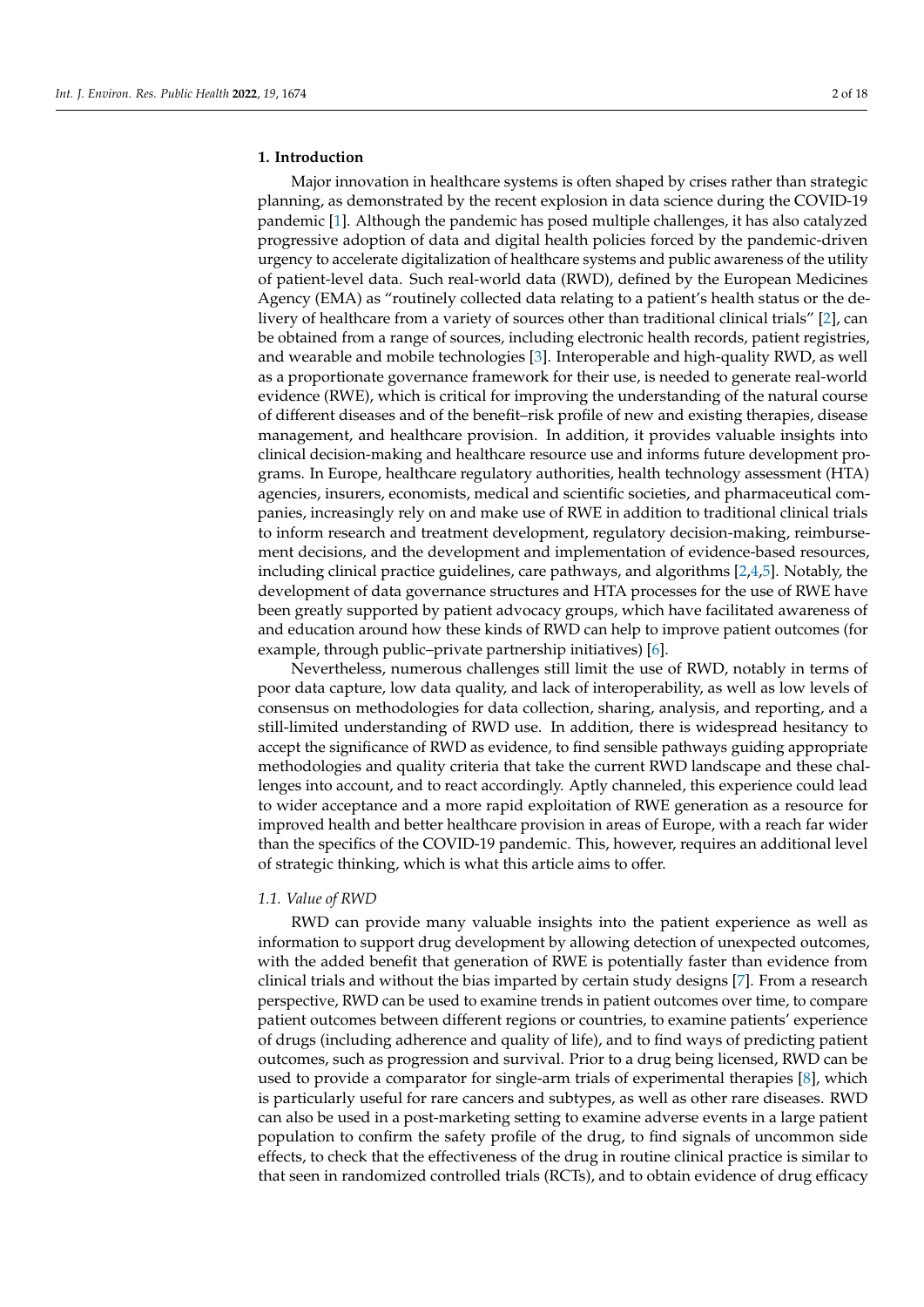## 1. Introduction

Major innovation in healthcare systems is often shaped by crises rather than strategic planning, as demonstrated by the recent explosion in data science during the COVID-19 pandemic [1]. Although the pandemic has posed multiple challenges, it has also catalyzed progressive adoption of data and digital health policies forced by the pandemic-driven urgency to accelerate digitalization of healthcare systems and public awareness of the utility of patient-level data. Such real-world data (RWD), defined by the European Medicines Agency (EMA) as "routinely collected data relating to a patient's health status or the delivery of healthcare from a variety of sources other than traditional clinical trials" [2], can be obtained from a range of sources, including electronic health records, patient registries, and wearable and mobile technologies [3]. Interoperable and high-quality RWD, as well as a proportionate governance framework for their use, is needed to generate real-world evidence (RWE), which is critical for improving the understanding of the natural course of different diseases and of the benefit–risk profile of new and existing therapies, disease management, and healthcare provision. In addition, it provides valuable insights into clinical decision-making and healthcare resource use and informs future development programs. In Europe, healthcare regulatory authorities, health technology assessment (HTA) agencies, insurers, economists, medical and scientific societies, and pharmaceutical companies, increasingly rely on and make use of RWE in addition to traditional clinical trials to inform research and treatment development, regulatory decision-making, reimbursement decisions, and the development and implementation of evidence-based resources, including clinical practice guidelines, care pathways, and algorithms [2,4,5]. Notably, the development of data governance structures and HTA processes for the use of RWE have been greatly supported by patient advocacy groups, which have facilitated awareness of and education around how these kinds of RWD can help to improve patient outcomes (for example, through public–private partnership initiatives) [6].

Nevertheless, numerous challenges still limit the use of RWD, notably in terms of poor data capture, low data quality, and lack of interoperability, as well as low levels of consensus on methodologies for data collection, sharing, analysis, and reporting, and a still-limited understanding of RWD use. In addition, there is widespread hesitancy to accept the significance of RWD as evidence, to find sensible pathways guiding appropriate methodologies and quality criteria that take the current RWD landscape and these challenges into account, and to react accordingly. Aptly channeled, this experience could lead to wider acceptance and a more rapid exploitation of RWE generation as a resource for improved health and better healthcare provision in areas of Europe, with a reach far wider than the specifics of the COVID-19 pandemic. This, however, requires an additional level of strategic thinking, which is what this article aims to offer.

### *1.1. Value of RWD*

RWD can provide many valuable insights into the patient experience as well as information to support drug development by allowing detection of unexpected outcomes, with the added benefit that generation of RWE is potentially faster than evidence from clinical trials and without the bias imparted by certain study designs [7]. From a research perspective, RWD can be used to examine trends in patient outcomes over time, to compare patient outcomes between different regions or countries, to examine patients' experience of drugs (including adherence and quality of life), and to find ways of predicting patient outcomes, such as progression and survival. Prior to a drug being licensed, RWD can be used to provide a comparator for single-arm trials of experimental therapies [8], which is particularly useful for rare cancers and subtypes, as well as other rare diseases. RWD can also be used in a post-marketing setting to examine adverse events in a large patient population to confirm the safety profile of the drug, to find signals of uncommon side effects, to check that the effectiveness of the drug in routine clinical practice is similar to that seen in randomized controlled trials (RCTs), and to obtain evidence of drug efficacy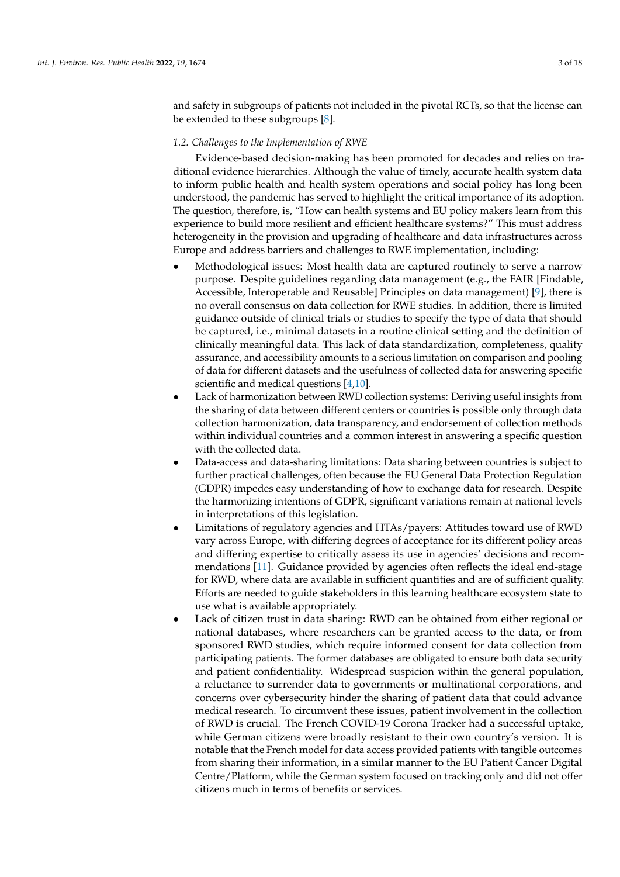and safety in subgroups of patients not included in the pivotal RCTs, so that the license can be extended to these subgroups [8].

### *1.2. Challenges to the Implementation of RWE*

Evidence-based decision-making has been promoted for decades and relies on traditional evidence hierarchies. Although the value of timely, accurate health system data to inform public health and health system operations and social policy has long been understood, the pandemic has served to highlight the critical importance of its adoption. The question, therefore, is, "How can health systems and EU policy makers learn from this experience to build more resilient and efficient healthcare systems?" This must address heterogeneity in the provision and upgrading of healthcare and data infrastructures across Europe and address barriers and challenges to RWE implementation, including:

- Methodological issues: Most health data are captured routinely to serve a narrow purpose. Despite guidelines regarding data management (e.g., the FAIR [Findable, Accessible, Interoperable and Reusable] Principles on data management) [9], there is no overall consensus on data collection for RWE studies. In addition, there is limited guidance outside of clinical trials or studies to specify the type of data that should be captured, i.e., minimal datasets in a routine clinical setting and the definition of clinically meaningful data. This lack of data standardization, completeness, quality assurance, and accessibility amounts to a serious limitation on comparison and pooling of data for different datasets and the usefulness of collected data for answering specific scientific and medical questions [4,10].
- Lack of harmonization between RWD collection systems: Deriving useful insights from the sharing of data between different centers or countries is possible only through data collection harmonization, data transparency, and endorsement of collection methods within individual countries and a common interest in answering a specific question with the collected data.
- Data-access and data-sharing limitations: Data sharing between countries is subject to further practical challenges, often because the EU General Data Protection Regulation (GDPR) impedes easy understanding of how to exchange data for research. Despite the harmonizing intentions of GDPR, significant variations remain at national levels in interpretations of this legislation.
- Limitations of regulatory agencies and HTAs/payers: Attitudes toward use of RWD vary across Europe, with differing degrees of acceptance for its different policy areas and differing expertise to critically assess its use in agencies' decisions and recommendations [11]. Guidance provided by agencies often reflects the ideal end-stage for RWD, where data are available in sufficient quantities and are of sufficient quality. Efforts are needed to guide stakeholders in this learning healthcare ecosystem state to use what is available appropriately.
- Lack of citizen trust in data sharing: RWD can be obtained from either regional or national databases, where researchers can be granted access to the data, or from sponsored RWD studies, which require informed consent for data collection from participating patients. The former databases are obligated to ensure both data security and patient confidentiality. Widespread suspicion within the general population, a reluctance to surrender data to governments or multinational corporations, and concerns over cybersecurity hinder the sharing of patient data that could advance medical research. To circumvent these issues, patient involvement in the collection of RWD is crucial. The French COVID-19 Corona Tracker had a successful uptake, while German citizens were broadly resistant to their own country's version. It is notable that the French model for data access provided patients with tangible outcomes from sharing their information, in a similar manner to the EU Patient Cancer Digital Centre/Platform, while the German system focused on tracking only and did not offer citizens much in terms of benefits or services.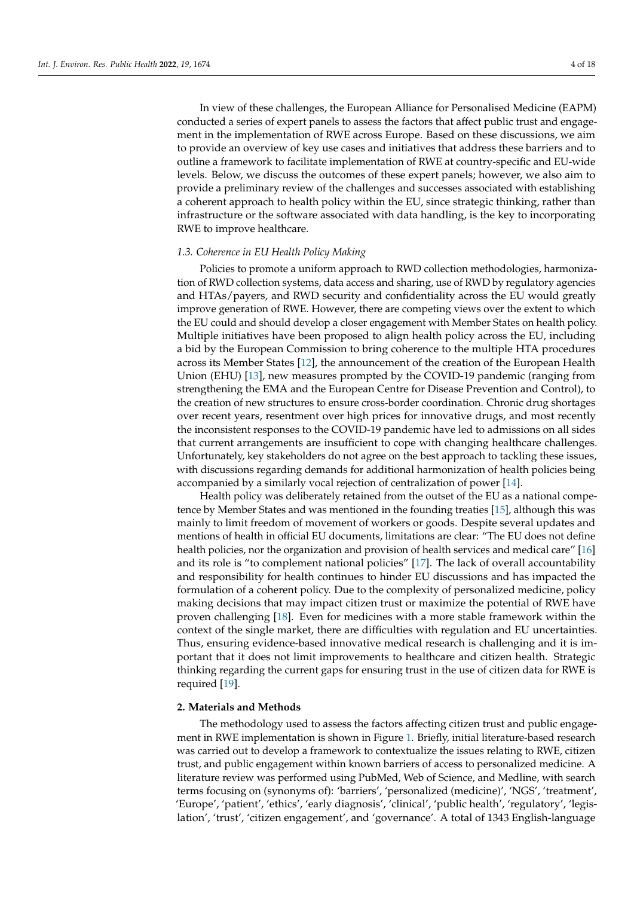In view of these challenges, the European Alliance for Personalised Medicine (EAPM) conducted a series of expert panels to assess the factors that affect public trust and engagement in the implementation of RWE across Europe. Based on these discussions, we aim to provide an overview of key use cases and initiatives that address these barriers and to outline a framework to facilitate implementation of RWE at country-specific and EU-wide levels. Below, we discuss the outcomes of these expert panels; however, we also aim to provide a preliminary review of the challenges and successes associated with establishing a coherent approach to health policy within the EU, since strategic thinking, rather than infrastructure or the software associated with data handling, is the key to incorporating RWE to improve healthcare.

### *1.3. Coherence in EU Health Policy Making*

Policies to promote a uniform approach to RWD collection methodologies, harmonization of RWD collection systems, data access and sharing, use of RWD by regulatory agencies and HTAs/payers, and RWD security and confidentiality across the EU would greatly improve generation of RWE. However, there are competing views over the extent to which the EU could and should develop a closer engagement with Member States on health policy. Multiple initiatives have been proposed to align health policy across the EU, including a bid by the European Commission to bring coherence to the multiple HTA procedures across its Member States [12], the announcement of the creation of the European Health Union (EHU) [13], new measures prompted by the COVID-19 pandemic (ranging from strengthening the EMA and the European Centre for Disease Prevention and Control), to the creation of new structures to ensure cross-border coordination. Chronic drug shortages over recent years, resentment over high prices for innovative drugs, and most recently the inconsistent responses to the COVID-19 pandemic have led to admissions on all sides that current arrangements are insufficient to cope with changing healthcare challenges. Unfortunately, key stakeholders do not agree on the best approach to tackling these issues, with discussions regarding demands for additional harmonization of health policies being accompanied by a similarly vocal rejection of centralization of power [14].

Health policy was deliberately retained from the outset of the EU as a national competence by Member States and was mentioned in the founding treaties [15], although this was mainly to limit freedom of movement of workers or goods. Despite several updates and mentions of health in official EU documents, limitations are clear: "The EU does not define health policies, nor the organization and provision of health services and medical care" [16] and its role is "to complement national policies" [17]. The lack of overall accountability and responsibility for health continues to hinder EU discussions and has impacted the formulation of a coherent policy. Due to the complexity of personalized medicine, policy making decisions that may impact citizen trust or maximize the potential of RWE have proven challenging [18]. Even for medicines with a more stable framework within the context of the single market, there are difficulties with regulation and EU uncertainties. Thus, ensuring evidence-based innovative medical research is challenging and it is important that it does not limit improvements to healthcare and citizen health. Strategic thinking regarding the current gaps for ensuring trust in the use of citizen data for RWE is required [19].

## **2. Materials and Methods**

The methodology used to assess the factors affecting citizen trust and public engagement in RWE implementation is shown in Figure 1. Briefly, initial literature-based research was carried out to develop a framework to contextualize the issues relating to RWE, citizen trust, and public engagement within known barriers of access to personalized medicine. A literature review was performed using PubMed, Web of Science, and Medline, with search terms focusing on (synonyms of): 'barriers', 'personalized (medicine)', 'NGS', 'treatment', 'Europe', 'patient', 'ethics', 'early diagnosis', 'clinical', 'public health', 'regulatory', 'legislation', 'trust', 'citizen engagement', and 'governance'. A total of 1343 English-language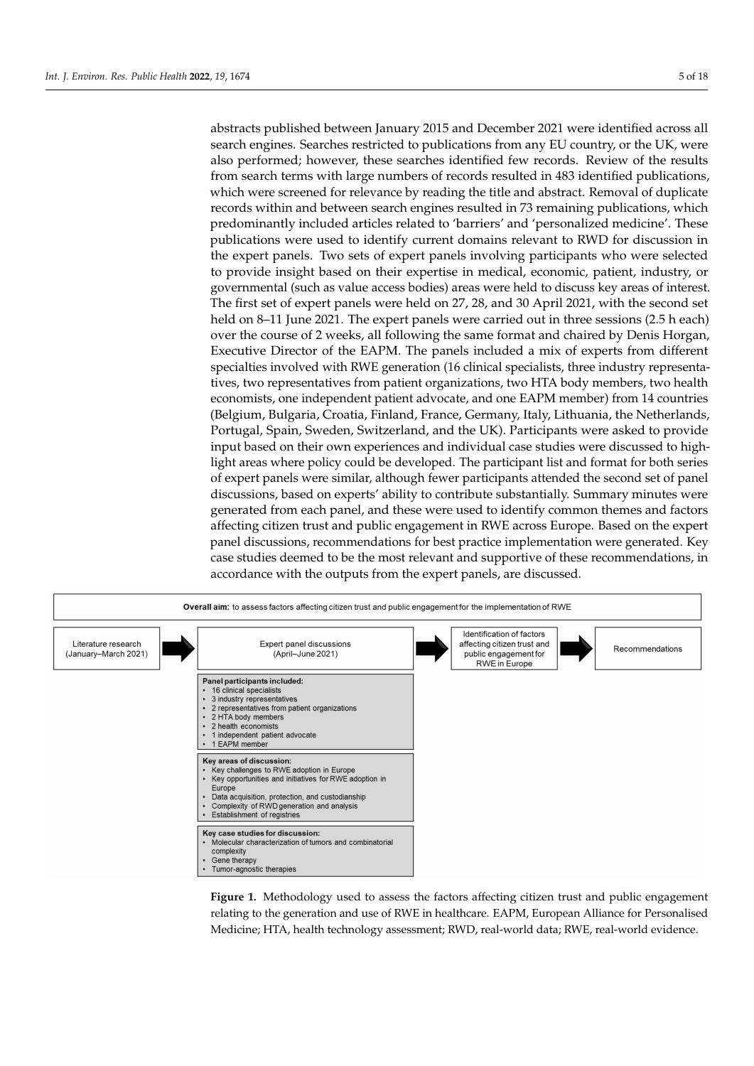abstracts published between January 2015 and December 2021 were identified across all search engines. Searches restricted to publications from any EU country, or the UK, were also performed; however, these searches identified few records. Review of the results from search terms with large numbers of records resulted in 483 identified publications, which were screened for relevance by reading the title and abstract. Removal of duplicate records within and between search engines resulted in 73 remaining publications, which predominantly included articles related to 'barriers' and 'personalized medicine'. These publications were used to identify current domains relevant to RWD for discussion in the expert panels. Two sets of expert panels involving participants who were selected to provide insight based on their expertise in medical, economic, patient, industry, or governmental (such as value access bodies) areas were held to discuss key areas of interest. The first set of expert panels were held on 27, 28, and 30 April 2021, with the second set held on 8–11 June 2021. The expert panels were carried out in three sessions (2.5 h each) over the course of 2 weeks, all following the same format and chaired by Denis Horgan, Executive Director of the EAPM. The panels included a mix of experts from different specialties involved with RWE generation (16 clinical specialists, three industry representatives, two representatives from patient organizations, two HTA body members, two health economists, one independent patient advocate, and one EAPM member) from 14 countries (Belgium, Bulgaria, Croatia, Finland, France, Germany, Italy, Lithuania, the Netherlands, Portugal, Spain, Sweden, Switzerland, and the UK). Participants were asked to provide input based on their own experiences and individual case studies were discussed to highlight areas where policy could be developed. The participant list and format for both series of expert panels were similar, although fewer participants attended the second set of panel discussions, based on experts' ability to contribute substantially. Summary minutes were generated from each panel, and these were used to identify common themes and factors affecting citizen trust and public engagement in RWE across Europe. Based on the expert panel discussions, recommendations for best practice implementation were generated. Key case studies deemed to be the most relevant and supportive of these recommendations, in accordance with the outputs from the expert panels, are discussed.

**Overall aim:** to assess factors affecting citizen trust and public engagement for the implementation of RWE

Literature research (January–March 2021) → Expert panel discussions (April–June 2021) → Identification of factors affecting citizen trust and public engagement for RWE in Europe → Recommendations

**Panel participants included:**
- 16 clinical specialists
- 3 industry representatives
- 2 representatives from patient organizations
- 2 HTA body members
- 2 health economists
- 1 independent patient advocate
- 1 EAPM member

**Key areas of discussion:**
- Key challenges to RWE adoption in Europe
- Key opportunities and initiatives for RWE adoption in Europe
- Data acquisition, protection, and custodianship
- Complexity of RWD generation and analysis
- Establishment of registries

**Key case studies for discussion:**
- Molecular characterization of tumors and combinatorial complexity
- Gene therapy
- Tumor-agnostic therapies

**Figure 1.** Methodology used to assess the factors affecting citizen trust and public engagement relating to the generation and use of RWE in healthcare. EAPM, European Alliance for Personalised Medicine; HTA, health technology assessment; RWD, real-world data; RWE, real-world evidence.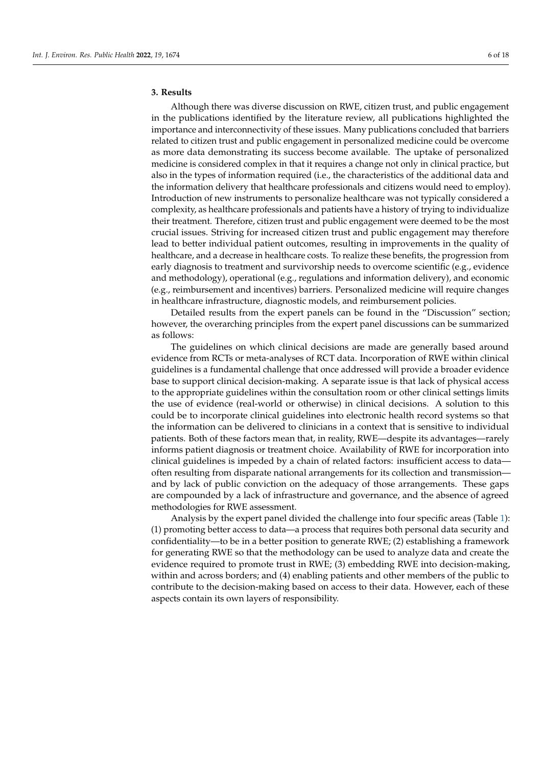## 3. Results

Although there was diverse discussion on RWE, citizen trust, and public engagement in the publications identified by the literature review, all publications highlighted the importance and interconnectivity of these issues. Many publications concluded that barriers related to citizen trust and public engagement in personalized medicine could be overcome as more data demonstrating its success become available. The uptake of personalized medicine is considered complex in that it requires a change not only in clinical practice, but also in the types of information required (i.e., the characteristics of the additional data and the information delivery that healthcare professionals and citizens would need to employ). Introduction of new instruments to personalize healthcare was not typically considered a complexity, as healthcare professionals and patients have a history of trying to individualize their treatment. Therefore, citizen trust and public engagement were deemed to be the most crucial issues. Striving for increased citizen trust and public engagement may therefore lead to better individual patient outcomes, resulting in improvements in the quality of healthcare, and a decrease in healthcare costs. To realize these benefits, the progression from early diagnosis to treatment and survivorship needs to overcome scientific (e.g., evidence and methodology), operational (e.g., regulations and information delivery), and economic (e.g., reimbursement and incentives) barriers. Personalized medicine will require changes in healthcare infrastructure, diagnostic models, and reimbursement policies.

Detailed results from the expert panels can be found in the "Discussion" section; however, the overarching principles from the expert panel discussions can be summarized as follows:

The guidelines on which clinical decisions are made are generally based around evidence from RCTs or meta-analyses of RCT data. Incorporation of RWE within clinical guidelines is a fundamental challenge that once addressed will provide a broader evidence base to support clinical decision-making. A separate issue is that lack of physical access to the appropriate guidelines within the consultation room or other clinical settings limits the use of evidence (real-world or otherwise) in clinical decisions. A solution to this could be to incorporate clinical guidelines into electronic health record systems so that the information can be delivered to clinicians in a context that is sensitive to individual patients. Both of these factors mean that, in reality, RWE—despite its advantages—rarely informs patient diagnosis or treatment choice. Availability of RWE for incorporation into clinical guidelines is impeded by a chain of related factors: insufficient access to data—often resulting from disparate national arrangements for its collection and transmission—and by lack of public conviction on the adequacy of those arrangements. These gaps are compounded by a lack of infrastructure and governance, and the absence of agreed methodologies for RWE assessment.

Analysis by the expert panel divided the challenge into four specific areas (Table 1): (1) promoting better access to data—a process that requires both personal data security and confidentiality—to be in a better position to generate RWE; (2) establishing a framework for generating RWE so that the methodology can be used to analyze data and create the evidence required to promote trust in RWE; (3) embedding RWE into decision-making, within and across borders; and (4) enabling patients and other members of the public to contribute to the decision-making based on access to their data. However, each of these aspects contain its own layers of responsibility.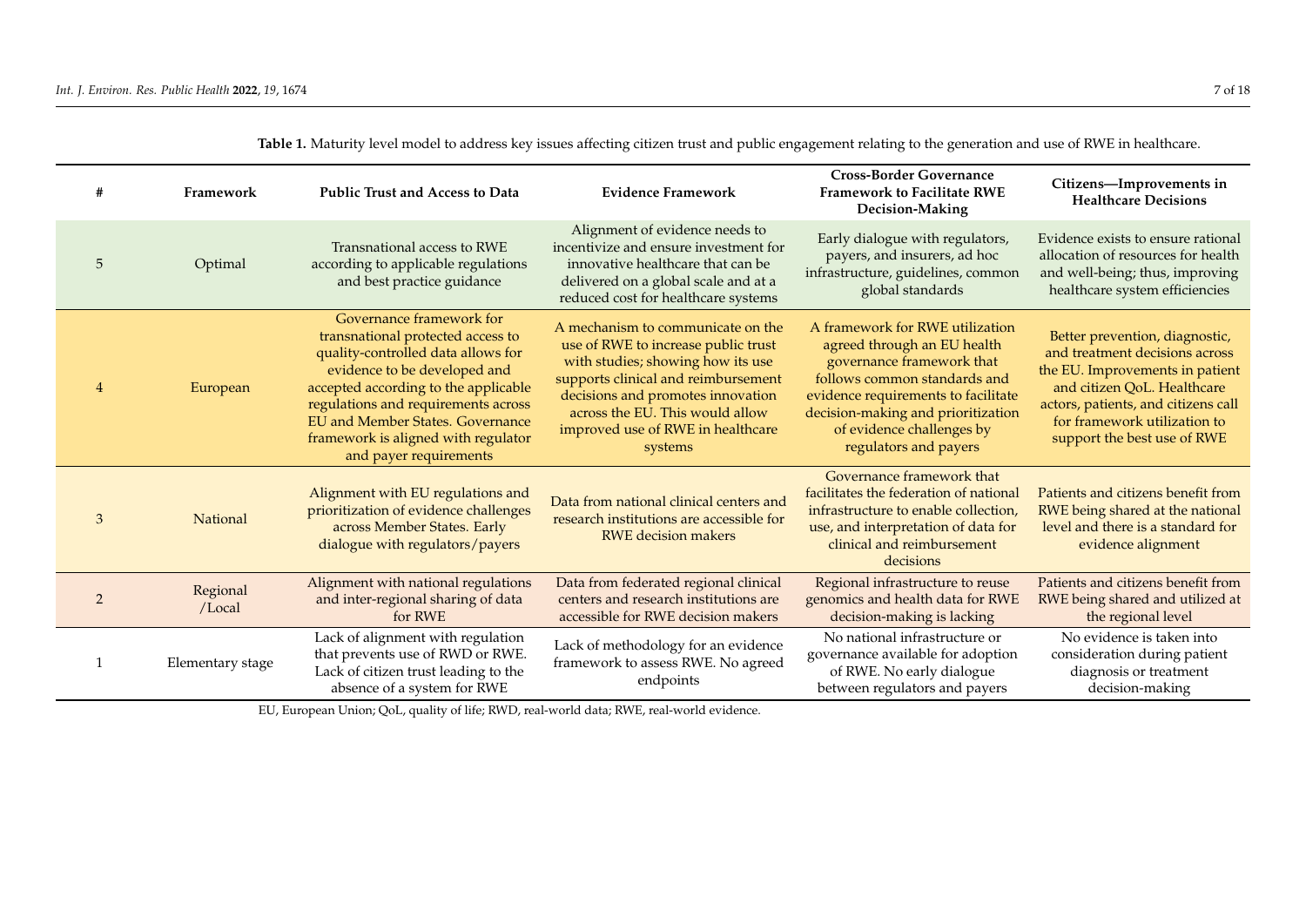**Table 1.** Maturity level model to address key issues affecting citizen trust and public engagement relating to the generation and use of RWE in healthcare.

| # | Framework | Public Trust and Access to Data | Evidence Framework | Cross-Border Governance Framework to Facilitate RWE Decision-Making | Citizens—Improvements in Healthcare Decisions |
|---|---|---|---|---|---|
| 5 | Optimal | Transnational access to RWE according to applicable regulations and best practice guidance | Alignment of evidence needs to incentivize and ensure investment for innovative healthcare that can be delivered on a global scale and at a reduced cost for healthcare systems | Early dialogue with regulators, payers, and insurers, ad hoc infrastructure, guidelines, common global standards | Evidence exists to ensure rational allocation of resources for health and well-being; thus, improving healthcare system efficiencies |
| 4 | European | Governance framework for transnational protected access to quality-controlled data allows for evidence to be developed and accepted according to the applicable regulations and requirements across EU and Member States. Governance framework is aligned with regulator and payer requirements | A mechanism to communicate on the use of RWE to increase public trust with studies; showing how its use supports clinical and reimbursement decisions and promotes innovation across the EU. This would allow improved use of RWE in healthcare systems | A framework for RWE utilization agreed through an EU health governance framework that follows common standards and evidence requirements to facilitate decision-making and prioritization of evidence challenges by regulators and payers | Better prevention, diagnostic, and treatment decisions across the EU. Improvements in patient and citizen QoL. Healthcare actors, patients, and citizens call for framework utilization to support the best use of RWE |
| 3 | National | Alignment with EU regulations and prioritization of evidence challenges across Member States. Early dialogue with regulators/payers | Data from national clinical centers and research institutions are accessible for RWE decision makers | Governance framework that facilitates the federation of national infrastructure to enable collection, use, and interpretation of data for clinical and reimbursement decisions | Patients and citizens benefit from RWE being shared at the national level and there is a standard for evidence alignment |
| 2 | Regional /Local | Alignment with national regulations and inter-regional sharing of data for RWE | Data from federated regional clinical centers and research institutions are accessible for RWE decision makers | Regional infrastructure to reuse genomics and health data for RWE decision-making is lacking | Patients and citizens benefit from RWE being shared and utilized at the regional level |
| 1 | Elementary stage | Lack of alignment with regulation that prevents use of RWD or RWE. Lack of citizen trust leading to the absence of a system for RWE | Lack of methodology for an evidence framework to assess RWE. No agreed endpoints | No national infrastructure or governance available for adoption of RWE. No early dialogue between regulators and payers | No evidence is taken into consideration during patient diagnosis or treatment decision-making |

EU, European Union; QoL, quality of life; RWD, real-world data; RWE, real-world evidence.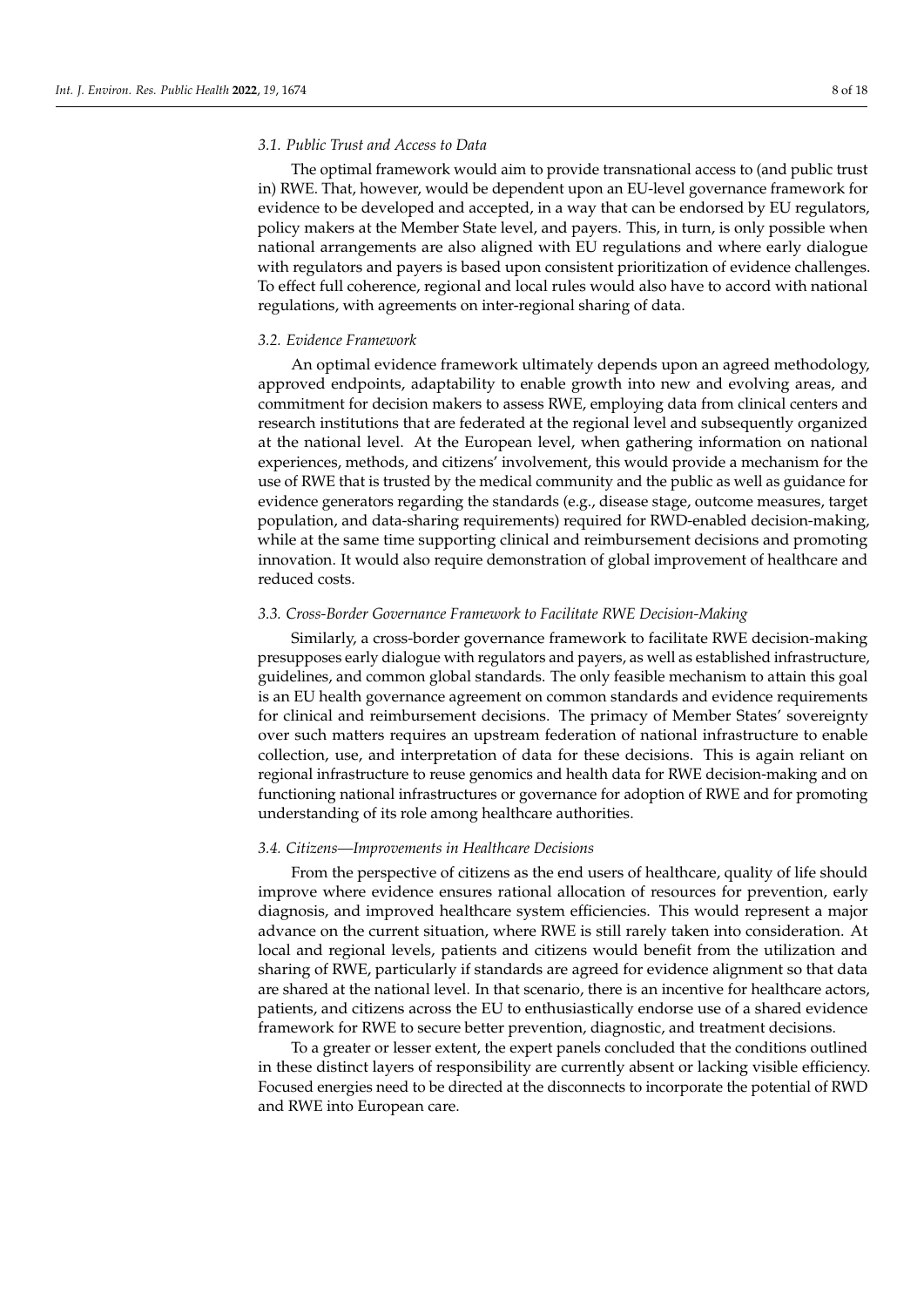### *3.1. Public Trust and Access to Data*

The optimal framework would aim to provide transnational access to (and public trust in) RWE. That, however, would be dependent upon an EU-level governance framework for evidence to be developed and accepted, in a way that can be endorsed by EU regulators, policy makers at the Member State level, and payers. This, in turn, is only possible when national arrangements are also aligned with EU regulations and where early dialogue with regulators and payers is based upon consistent prioritization of evidence challenges. To effect full coherence, regional and local rules would also have to accord with national regulations, with agreements on inter-regional sharing of data.

### *3.2. Evidence Framework*

An optimal evidence framework ultimately depends upon an agreed methodology, approved endpoints, adaptability to enable growth into new and evolving areas, and commitment for decision makers to assess RWE, employing data from clinical centers and research institutions that are federated at the regional level and subsequently organized at the national level. At the European level, when gathering information on national experiences, methods, and citizens' involvement, this would provide a mechanism for the use of RWE that is trusted by the medical community and the public as well as guidance for evidence generators regarding the standards (e.g., disease stage, outcome measures, target population, and data-sharing requirements) required for RWD-enabled decision-making, while at the same time supporting clinical and reimbursement decisions and promoting innovation. It would also require demonstration of global improvement of healthcare and reduced costs.

### *3.3. Cross-Border Governance Framework to Facilitate RWE Decision-Making*

Similarly, a cross-border governance framework to facilitate RWE decision-making presupposes early dialogue with regulators and payers, as well as established infrastructure, guidelines, and common global standards. The only feasible mechanism to attain this goal is an EU health governance agreement on common standards and evidence requirements for clinical and reimbursement decisions. The primacy of Member States' sovereignty over such matters requires an upstream federation of national infrastructure to enable collection, use, and interpretation of data for these decisions. This is again reliant on regional infrastructure to reuse genomics and health data for RWE decision-making and on functioning national infrastructures or governance for adoption of RWE and for promoting understanding of its role among healthcare authorities.

### *3.4. Citizens—Improvements in Healthcare Decisions*

From the perspective of citizens as the end users of healthcare, quality of life should improve where evidence ensures rational allocation of resources for prevention, early diagnosis, and improved healthcare system efficiencies. This would represent a major advance on the current situation, where RWE is still rarely taken into consideration. At local and regional levels, patients and citizens would benefit from the utilization and sharing of RWE, particularly if standards are agreed for evidence alignment so that data are shared at the national level. In that scenario, there is an incentive for healthcare actors, patients, and citizens across the EU to enthusiastically endorse use of a shared evidence framework for RWE to secure better prevention, diagnostic, and treatment decisions.

To a greater or lesser extent, the expert panels concluded that the conditions outlined in these distinct layers of responsibility are currently absent or lacking visible efficiency. Focused energies need to be directed at the disconnects to incorporate the potential of RWD and RWE into European care.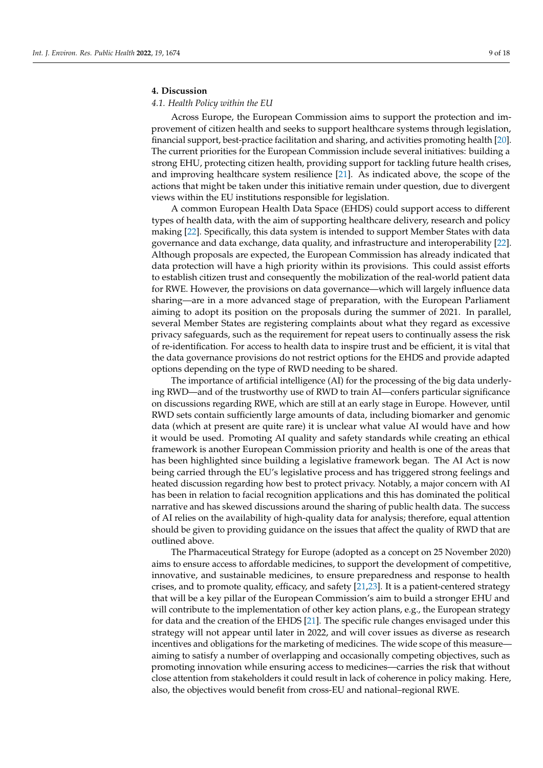## 4. Discussion

### *4.1. Health Policy within the EU*

Across Europe, the European Commission aims to support the protection and improvement of citizen health and seeks to support healthcare systems through legislation, financial support, best-practice facilitation and sharing, and activities promoting health [20]. The current priorities for the European Commission include several initiatives: building a strong EHU, protecting citizen health, providing support for tackling future health crises, and improving healthcare system resilience [21]. As indicated above, the scope of the actions that might be taken under this initiative remain under question, due to divergent views within the EU institutions responsible for legislation.

A common European Health Data Space (EHDS) could support access to different types of health data, with the aim of supporting healthcare delivery, research and policy making [22]. Specifically, this data system is intended to support Member States with data governance and data exchange, data quality, and infrastructure and interoperability [22]. Although proposals are expected, the European Commission has already indicated that data protection will have a high priority within its provisions. This could assist efforts to establish citizen trust and consequently the mobilization of the real-world patient data for RWE. However, the provisions on data governance—which will largely influence data sharing—are in a more advanced stage of preparation, with the European Parliament aiming to adopt its position on the proposals during the summer of 2021. In parallel, several Member States are registering complaints about what they regard as excessive privacy safeguards, such as the requirement for repeat users to continually assess the risk of re-identification. For access to health data to inspire trust and be efficient, it is vital that the data governance provisions do not restrict options for the EHDS and provide adapted options depending on the type of RWD needing to be shared.

The importance of artificial intelligence (AI) for the processing of the big data underlying RWD—and of the trustworthy use of RWD to train AI—confers particular significance on discussions regarding RWE, which are still at an early stage in Europe. However, until RWD sets contain sufficiently large amounts of data, including biomarker and genomic data (which at present are quite rare) it is unclear what value AI would have and how it would be used. Promoting AI quality and safety standards while creating an ethical framework is another European Commission priority and health is one of the areas that has been highlighted since building a legislative framework began. The AI Act is now being carried through the EU's legislative process and has triggered strong feelings and heated discussion regarding how best to protect privacy. Notably, a major concern with AI has been in relation to facial recognition applications and this has dominated the political narrative and has skewed discussions around the sharing of public health data. The success of AI relies on the availability of high-quality data for analysis; therefore, equal attention should be given to providing guidance on the issues that affect the quality of RWD that are outlined above.

The Pharmaceutical Strategy for Europe (adopted as a concept on 25 November 2020) aims to ensure access to affordable medicines, to support the development of competitive, innovative, and sustainable medicines, to ensure preparedness and response to health crises, and to promote quality, efficacy, and safety [21,23]. It is a patient-centered strategy that will be a key pillar of the European Commission's aim to build a stronger EHU and will contribute to the implementation of other key action plans, e.g., the European strategy for data and the creation of the EHDS [21]. The specific rule changes envisaged under this strategy will not appear until later in 2022, and will cover issues as diverse as research incentives and obligations for the marketing of medicines. The wide scope of this measure—aiming to satisfy a number of overlapping and occasionally competing objectives, such as promoting innovation while ensuring access to medicines—carries the risk that without close attention from stakeholders it could result in lack of coherence in policy making. Here, also, the objectives would benefit from cross-EU and national–regional RWE.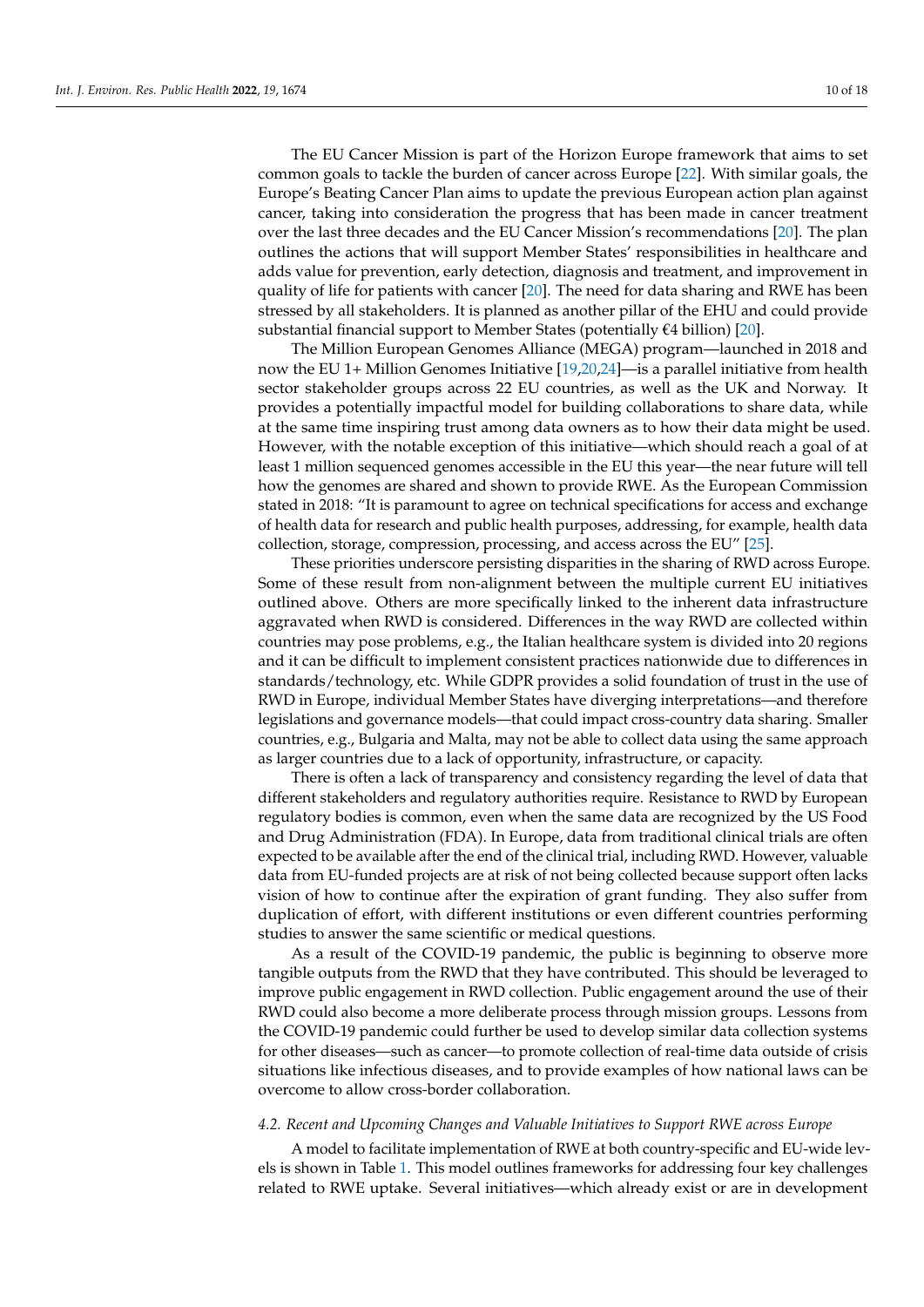The EU Cancer Mission is part of the Horizon Europe framework that aims to set common goals to tackle the burden of cancer across Europe [22]. With similar goals, the Europe's Beating Cancer Plan aims to update the previous European action plan against cancer, taking into consideration the progress that has been made in cancer treatment over the last three decades and the EU Cancer Mission's recommendations [20]. The plan outlines the actions that will support Member States' responsibilities in healthcare and adds value for prevention, early detection, diagnosis and treatment, and improvement in quality of life for patients with cancer [20]. The need for data sharing and RWE has been stressed by all stakeholders. It is planned as another pillar of the EHU and could provide substantial financial support to Member States (potentially €4 billion) [20].

The Million European Genomes Alliance (MEGA) program—launched in 2018 and now the EU 1+ Million Genomes Initiative [19,20,24]—is a parallel initiative from health sector stakeholder groups across 22 EU countries, as well as the UK and Norway. It provides a potentially impactful model for building collaborations to share data, while at the same time inspiring trust among data owners as to how their data might be used. However, with the notable exception of this initiative—which should reach a goal of at least 1 million sequenced genomes accessible in the EU this year—the near future will tell how the genomes are shared and shown to provide RWE. As the European Commission stated in 2018: "It is paramount to agree on technical specifications for access and exchange of health data for research and public health purposes, addressing, for example, health data collection, storage, compression, processing, and access across the EU" [25].

These priorities underscore persisting disparities in the sharing of RWD across Europe. Some of these result from non-alignment between the multiple current EU initiatives outlined above. Others are more specifically linked to the inherent data infrastructure aggravated when RWD is considered. Differences in the way RWD are collected within countries may pose problems, e.g., the Italian healthcare system is divided into 20 regions and it can be difficult to implement consistent practices nationwide due to differences in standards/technology, etc. While GDPR provides a solid foundation of trust in the use of RWD in Europe, individual Member States have diverging interpretations—and therefore legislations and governance models—that could impact cross-country data sharing. Smaller countries, e.g., Bulgaria and Malta, may not be able to collect data using the same approach as larger countries due to a lack of opportunity, infrastructure, or capacity.

There is often a lack of transparency and consistency regarding the level of data that different stakeholders and regulatory authorities require. Resistance to RWD by European regulatory bodies is common, even when the same data are recognized by the US Food and Drug Administration (FDA). In Europe, data from traditional clinical trials are often expected to be available after the end of the clinical trial, including RWD. However, valuable data from EU-funded projects are at risk of not being collected because support often lacks vision of how to continue after the expiration of grant funding. They also suffer from duplication of effort, with different institutions or even different countries performing studies to answer the same scientific or medical questions.

As a result of the COVID-19 pandemic, the public is beginning to observe more tangible outputs from the RWD that they have contributed. This should be leveraged to improve public engagement in RWD collection. Public engagement around the use of their RWD could also become a more deliberate process through mission groups. Lessons from the COVID-19 pandemic could further be used to develop similar data collection systems for other diseases—such as cancer—to promote collection of real-time data outside of crisis situations like infectious diseases, and to provide examples of how national laws can be overcome to allow cross-border collaboration.

### *4.2. Recent and Upcoming Changes and Valuable Initiatives to Support RWE across Europe*

A model to facilitate implementation of RWE at both country-specific and EU-wide levels is shown in Table 1. This model outlines frameworks for addressing four key challenges related to RWE uptake. Several initiatives—which already exist or are in development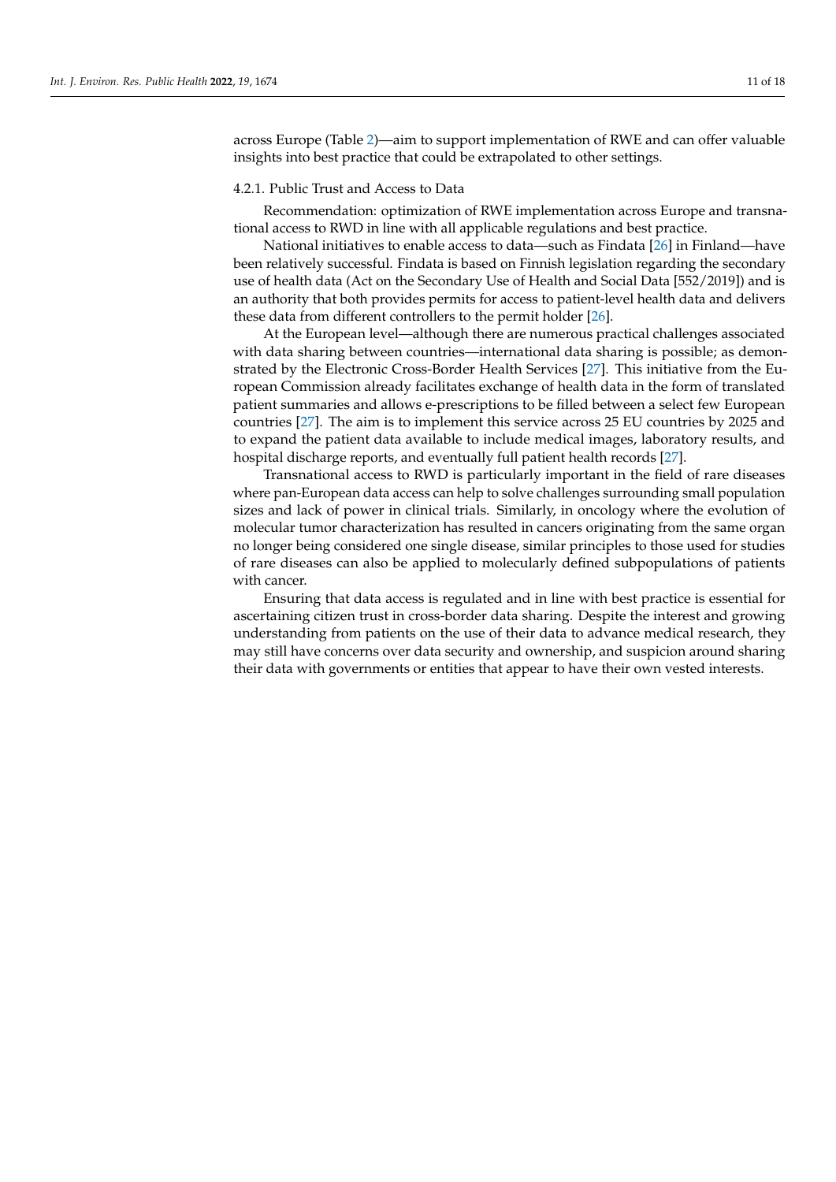across Europe (Table 2)—aim to support implementation of RWE and can offer valuable insights into best practice that could be extrapolated to other settings.

#### 4.2.1. Public Trust and Access to Data

Recommendation: optimization of RWE implementation across Europe and transnational access to RWD in line with all applicable regulations and best practice.

National initiatives to enable access to data—such as Findata [26] in Finland—have been relatively successful. Findata is based on Finnish legislation regarding the secondary use of health data (Act on the Secondary Use of Health and Social Data [552/2019]) and is an authority that both provides permits for access to patient-level health data and delivers these data from different controllers to the permit holder [26].

At the European level—although there are numerous practical challenges associated with data sharing between countries—international data sharing is possible; as demonstrated by the Electronic Cross-Border Health Services [27]. This initiative from the European Commission already facilitates exchange of health data in the form of translated patient summaries and allows e-prescriptions to be filled between a select few European countries [27]. The aim is to implement this service across 25 EU countries by 2025 and to expand the patient data available to include medical images, laboratory results, and hospital discharge reports, and eventually full patient health records [27].

Transnational access to RWD is particularly important in the field of rare diseases where pan-European data access can help to solve challenges surrounding small population sizes and lack of power in clinical trials. Similarly, in oncology where the evolution of molecular tumor characterization has resulted in cancers originating from the same organ no longer being considered one single disease, similar principles to those used for studies of rare diseases can also be applied to molecularly defined subpopulations of patients with cancer.

Ensuring that data access is regulated and in line with best practice is essential for ascertaining citizen trust in cross-border data sharing. Despite the interest and growing understanding from patients on the use of their data to advance medical research, they may still have concerns over data security and ownership, and suspicion around sharing their data with governments or entities that appear to have their own vested interests.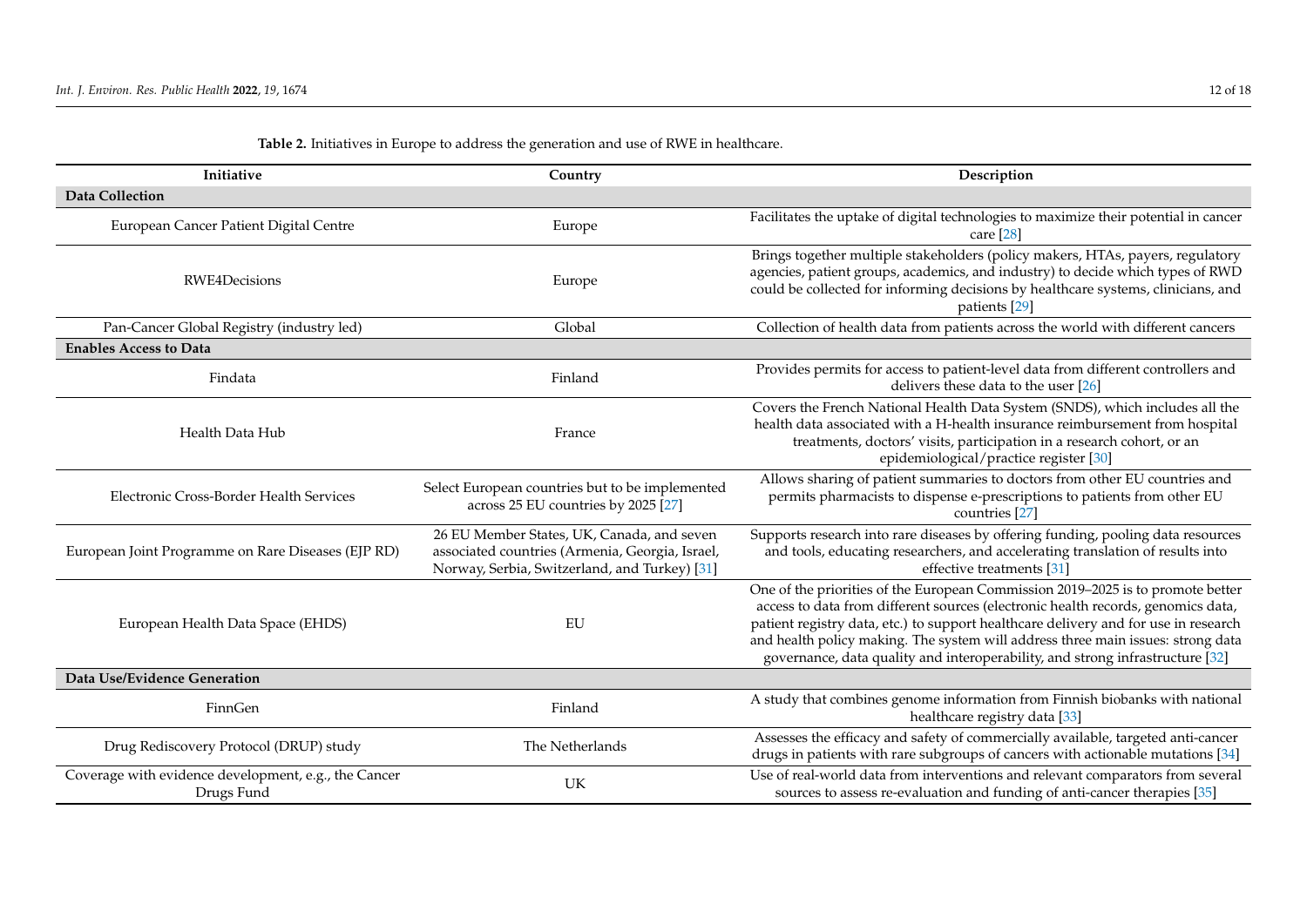**Table 2.** Initiatives in Europe to address the generation and use of RWE in healthcare.

| Initiative | Country | Description |
| --- | --- | --- |
| **Data Collection** | | |
| European Cancer Patient Digital Centre | Europe | Facilitates the uptake of digital technologies to maximize their potential in cancer care [28] |
| RWE4Decisions | Europe | Brings together multiple stakeholders (policy makers, HTAs, payers, regulatory agencies, patient groups, academics, and industry) to decide which types of RWD could be collected for informing decisions by healthcare systems, clinicians, and patients [29] |
| Pan-Cancer Global Registry (industry led) | Global | Collection of health data from patients across the world with different cancers |
| **Enables Access to Data** | | |
| Findata | Finland | Provides permits for access to patient-level data from different controllers and delivers these data to the user [26] |
| Health Data Hub | France | Covers the French National Health Data System (SNDS), which includes all the health data associated with a H-health insurance reimbursement from hospital treatments, doctors' visits, participation in a research cohort, or an epidemiological/practice register [30] |
| Electronic Cross-Border Health Services | Select European countries but to be implemented across 25 EU countries by 2025 [27] | Allows sharing of patient summaries to doctors from other EU countries and permits pharmacists to dispense e-prescriptions to patients from other EU countries [27] |
| European Joint Programme on Rare Diseases (EJP RD) | 26 EU Member States, UK, Canada, and seven associated countries (Armenia, Georgia, Israel, Norway, Serbia, Switzerland, and Turkey) [31] | Supports research into rare diseases by offering funding, pooling data resources and tools, educating researchers, and accelerating translation of results into effective treatments [31] |
| European Health Data Space (EHDS) | EU | One of the priorities of the European Commission 2019–2025 is to promote better access to data from different sources (electronic health records, genomics data, patient registry data, etc.) to support healthcare delivery and for use in research and health policy making. The system will address three main issues: strong data governance, data quality and interoperability, and strong infrastructure [32] |
| **Data Use/Evidence Generation** | | |
| FinnGen | Finland | A study that combines genome information from Finnish biobanks with national healthcare registry data [33] |
| Drug Rediscovery Protocol (DRUP) study | The Netherlands | Assesses the efficacy and safety of commercially available, targeted anti-cancer drugs in patients with rare subgroups of cancers with actionable mutations [34] |
| Coverage with evidence development, e.g., the Cancer Drugs Fund | UK | Use of real-world data from interventions and relevant comparators from several sources to assess re-evaluation and funding of anti-cancer therapies [35] |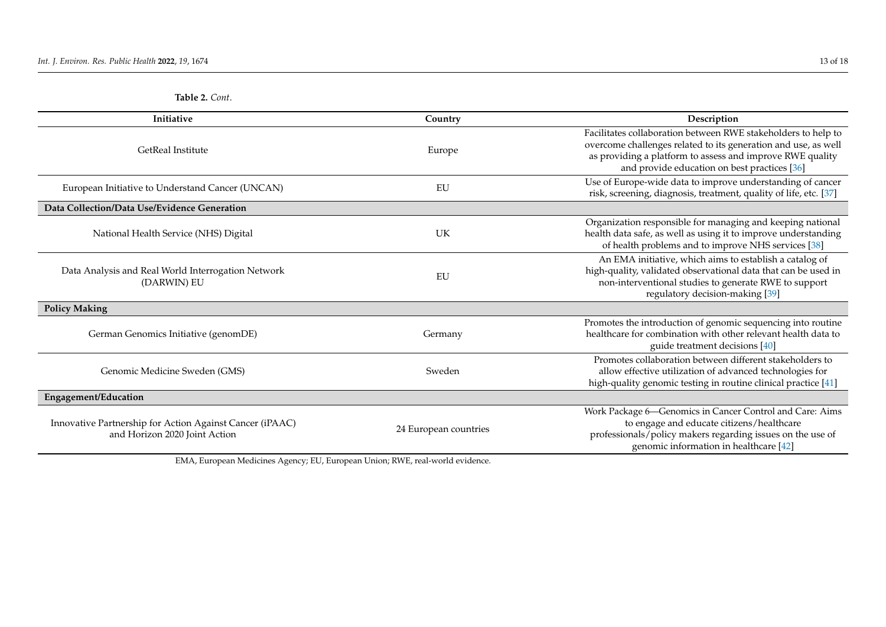**Table 2.** *Cont*.

| Initiative | Country | Description |
|---|---|---|
| GetReal Institute | Europe | Facilitates collaboration between RWE stakeholders to help to overcome challenges related to its generation and use, as well as providing a platform to assess and improve RWE quality and provide education on best practices [36] |
| European Initiative to Understand Cancer (UNCAN) | EU | Use of Europe-wide data to improve understanding of cancer risk, screening, diagnosis, treatment, quality of life, etc. [37] |
| **Data Collection/Data Use/Evidence Generation** | | |
| National Health Service (NHS) Digital | UK | Organization responsible for managing and keeping national health data safe, as well as using it to improve understanding of health problems and to improve NHS services [38] |
| Data Analysis and Real World Interrogation Network (DARWIN) EU | EU | An EMA initiative, which aims to establish a catalog of high-quality, validated observational data that can be used in non-interventional studies to generate RWE to support regulatory decision-making [39] |
| **Policy Making** | | |
| German Genomics Initiative (genomDE) | Germany | Promotes the introduction of genomic sequencing into routine healthcare for combination with other relevant health data to guide treatment decisions [40] |
| Genomic Medicine Sweden (GMS) | Sweden | Promotes collaboration between different stakeholders to allow effective utilization of advanced technologies for high-quality genomic testing in routine clinical practice [41] |
| **Engagement/Education** | | |
| Innovative Partnership for Action Against Cancer (iPAAC) and Horizon 2020 Joint Action | 24 European countries | Work Package 6—Genomics in Cancer Control and Care: Aims to engage and educate citizens/healthcare professionals/policy makers regarding issues on the use of genomic information in healthcare [42] |

EMA, European Medicines Agency; EU, European Union; RWE, real-world evidence.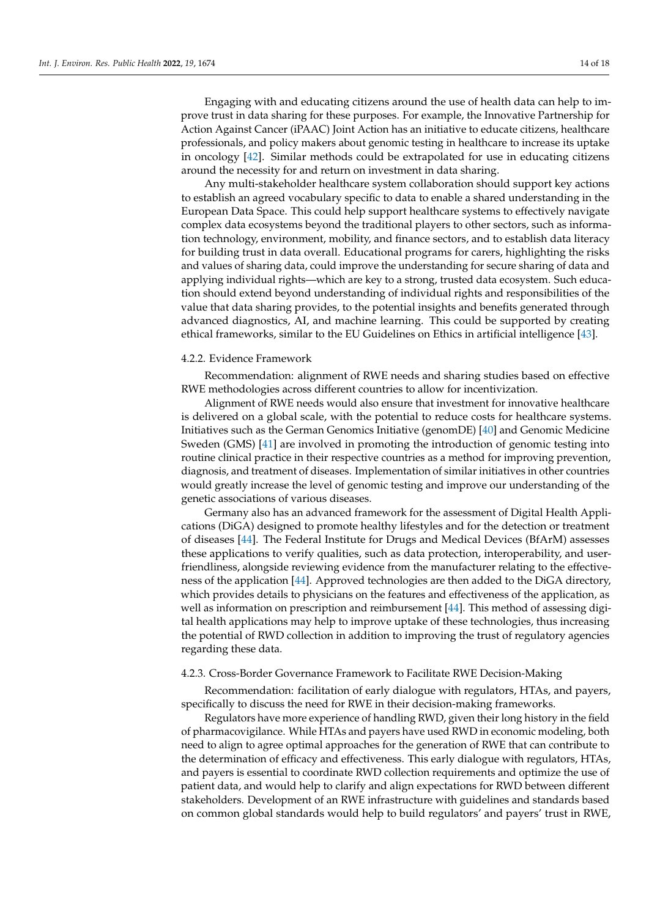Engaging with and educating citizens around the use of health data can help to improve trust in data sharing for these purposes. For example, the Innovative Partnership for Action Against Cancer (iPAAC) Joint Action has an initiative to educate citizens, healthcare professionals, and policy makers about genomic testing in healthcare to increase its uptake in oncology [42]. Similar methods could be extrapolated for use in educating citizens around the necessity for and return on investment in data sharing.

Any multi-stakeholder healthcare system collaboration should support key actions to establish an agreed vocabulary specific to data to enable a shared understanding in the European Data Space. This could help support healthcare systems to effectively navigate complex data ecosystems beyond the traditional players to other sectors, such as information technology, environment, mobility, and finance sectors, and to establish data literacy for building trust in data overall. Educational programs for carers, highlighting the risks and values of sharing data, could improve the understanding for secure sharing of data and applying individual rights—which are key to a strong, trusted data ecosystem. Such education should extend beyond understanding of individual rights and responsibilities of the value that data sharing provides, to the potential insights and benefits generated through advanced diagnostics, AI, and machine learning. This could be supported by creating ethical frameworks, similar to the EU Guidelines on Ethics in artificial intelligence [43].

#### 4.2.2. Evidence Framework

Recommendation: alignment of RWE needs and sharing studies based on effective RWE methodologies across different countries to allow for incentivization.

Alignment of RWE needs would also ensure that investment for innovative healthcare is delivered on a global scale, with the potential to reduce costs for healthcare systems. Initiatives such as the German Genomics Initiative (genomDE) [40] and Genomic Medicine Sweden (GMS) [41] are involved in promoting the introduction of genomic testing into routine clinical practice in their respective countries as a method for improving prevention, diagnosis, and treatment of diseases. Implementation of similar initiatives in other countries would greatly increase the level of genomic testing and improve our understanding of the genetic associations of various diseases.

Germany also has an advanced framework for the assessment of Digital Health Applications (DiGA) designed to promote healthy lifestyles and for the detection or treatment of diseases [44]. The Federal Institute for Drugs and Medical Devices (BfArM) assesses these applications to verify qualities, such as data protection, interoperability, and user-friendliness, alongside reviewing evidence from the manufacturer relating to the effectiveness of the application [44]. Approved technologies are then added to the DiGA directory, which provides details to physicians on the features and effectiveness of the application, as well as information on prescription and reimbursement [44]. This method of assessing digital health applications may help to improve uptake of these technologies, thus increasing the potential of RWD collection in addition to improving the trust of regulatory agencies regarding these data.

#### 4.2.3. Cross-Border Governance Framework to Facilitate RWE Decision-Making

Recommendation: facilitation of early dialogue with regulators, HTAs, and payers, specifically to discuss the need for RWE in their decision-making frameworks.

Regulators have more experience of handling RWD, given their long history in the field of pharmacovigilance. While HTAs and payers have used RWD in economic modeling, both need to align to agree optimal approaches for the generation of RWE that can contribute to the determination of efficacy and effectiveness. This early dialogue with regulators, HTAs, and payers is essential to coordinate RWD collection requirements and optimize the use of patient data, and would help to clarify and align expectations for RWD between different stakeholders. Development of an RWE infrastructure with guidelines and standards based on common global standards would help to build regulators' and payers' trust in RWE,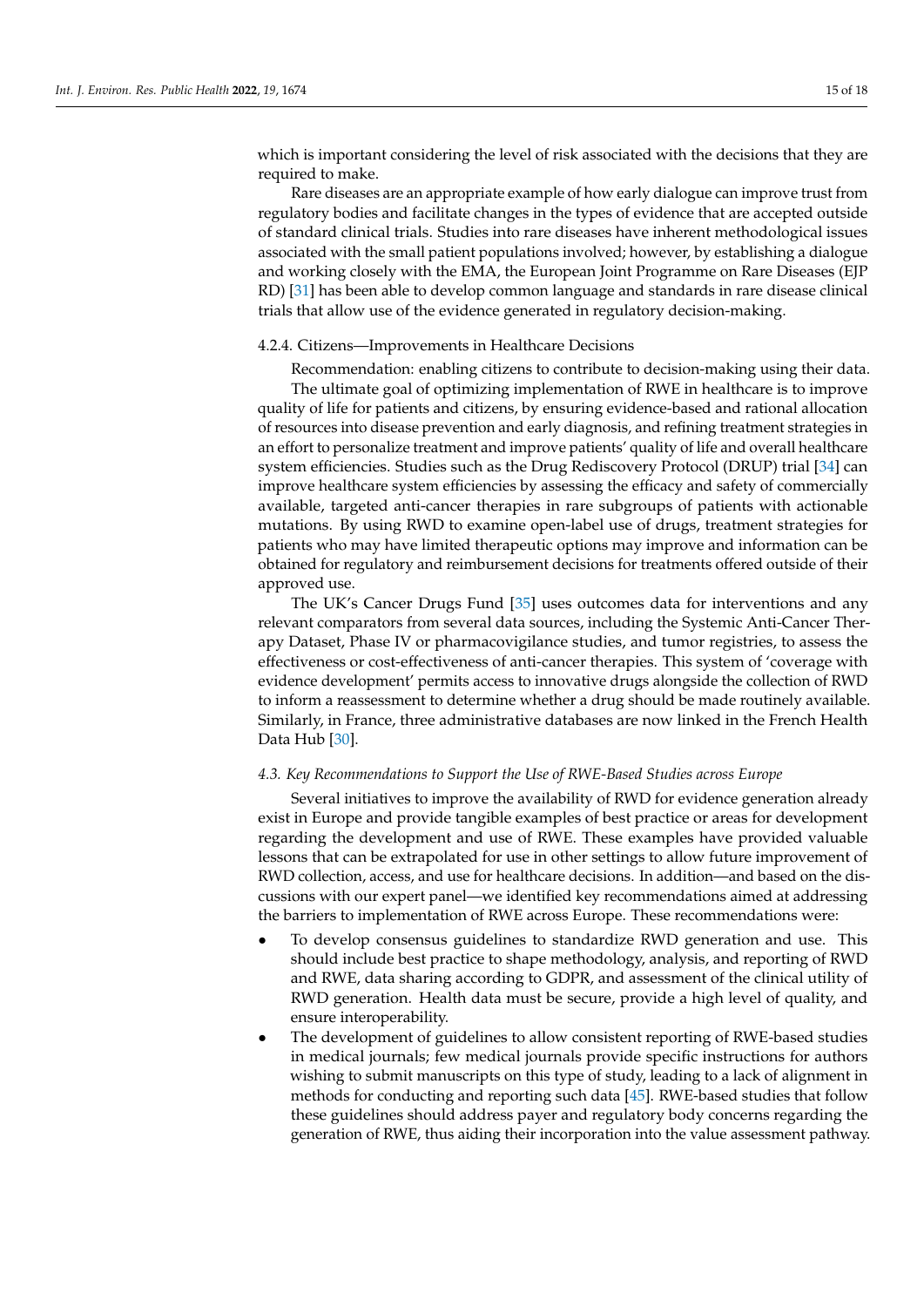which is important considering the level of risk associated with the decisions that they are required to make.

Rare diseases are an appropriate example of how early dialogue can improve trust from regulatory bodies and facilitate changes in the types of evidence that are accepted outside of standard clinical trials. Studies into rare diseases have inherent methodological issues associated with the small patient populations involved; however, by establishing a dialogue and working closely with the EMA, the European Joint Programme on Rare Diseases (EJP RD) [31] has been able to develop common language and standards in rare disease clinical trials that allow use of the evidence generated in regulatory decision-making.

#### 4.2.4. Citizens—Improvements in Healthcare Decisions

Recommendation: enabling citizens to contribute to decision-making using their data.

The ultimate goal of optimizing implementation of RWE in healthcare is to improve quality of life for patients and citizens, by ensuring evidence-based and rational allocation of resources into disease prevention and early diagnosis, and refining treatment strategies in an effort to personalize treatment and improve patients' quality of life and overall healthcare system efficiencies. Studies such as the Drug Rediscovery Protocol (DRUP) trial [34] can improve healthcare system efficiencies by assessing the efficacy and safety of commercially available, targeted anti-cancer therapies in rare subgroups of patients with actionable mutations. By using RWD to examine open-label use of drugs, treatment strategies for patients who may have limited therapeutic options may improve and information can be obtained for regulatory and reimbursement decisions for treatments offered outside of their approved use.

The UK's Cancer Drugs Fund [35] uses outcomes data for interventions and any relevant comparators from several data sources, including the Systemic Anti-Cancer Therapy Dataset, Phase IV or pharmacovigilance studies, and tumor registries, to assess the effectiveness or cost-effectiveness of anti-cancer therapies. This system of 'coverage with evidence development' permits access to innovative drugs alongside the collection of RWD to inform a reassessment to determine whether a drug should be made routinely available. Similarly, in France, three administrative databases are now linked in the French Health Data Hub [30].

### *4.3. Key Recommendations to Support the Use of RWE-Based Studies across Europe*

Several initiatives to improve the availability of RWD for evidence generation already exist in Europe and provide tangible examples of best practice or areas for development regarding the development and use of RWE. These examples have provided valuable lessons that can be extrapolated for use in other settings to allow future improvement of RWD collection, access, and use for healthcare decisions. In addition—and based on the discussions with our expert panel—we identified key recommendations aimed at addressing the barriers to implementation of RWE across Europe. These recommendations were:

- To develop consensus guidelines to standardize RWD generation and use. This should include best practice to shape methodology, analysis, and reporting of RWD and RWE, data sharing according to GDPR, and assessment of the clinical utility of RWD generation. Health data must be secure, provide a high level of quality, and ensure interoperability.
- The development of guidelines to allow consistent reporting of RWE-based studies in medical journals; few medical journals provide specific instructions for authors wishing to submit manuscripts on this type of study, leading to a lack of alignment in methods for conducting and reporting such data [45]. RWE-based studies that follow these guidelines should address payer and regulatory body concerns regarding the generation of RWE, thus aiding their incorporation into the value assessment pathway.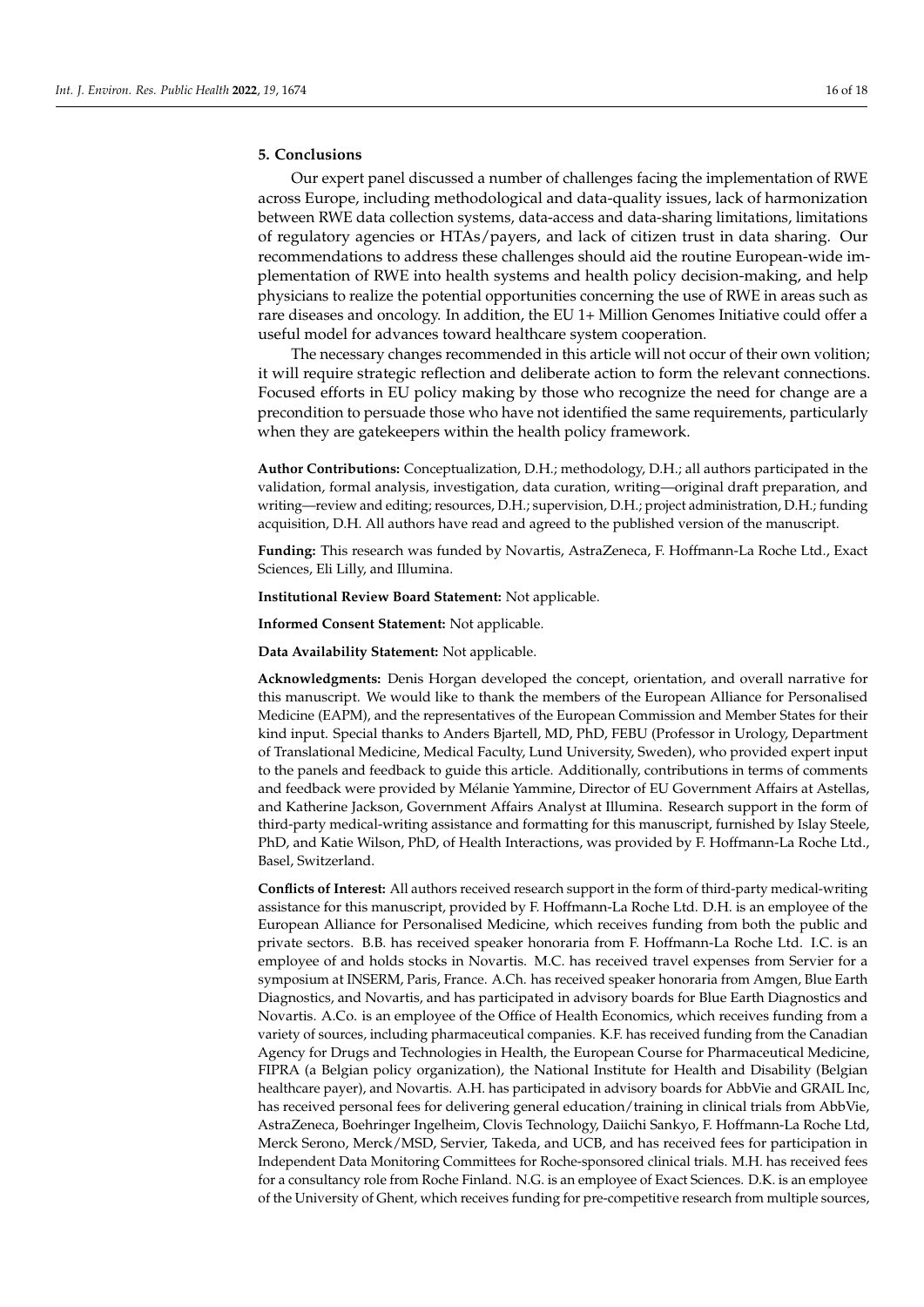## 5. Conclusions

Our expert panel discussed a number of challenges facing the implementation of RWE across Europe, including methodological and data-quality issues, lack of harmonization between RWE data collection systems, data-access and data-sharing limitations, limitations of regulatory agencies or HTAs/payers, and lack of citizen trust in data sharing. Our recommendations to address these challenges should aid the routine European-wide implementation of RWE into health systems and health policy decision-making, and help physicians to realize the potential opportunities concerning the use of RWE in areas such as rare diseases and oncology. In addition, the EU 1+ Million Genomes Initiative could offer a useful model for advances toward healthcare system cooperation.

The necessary changes recommended in this article will not occur of their own volition; it will require strategic reflection and deliberate action to form the relevant connections. Focused efforts in EU policy making by those who recognize the need for change are a precondition to persuade those who have not identified the same requirements, particularly when they are gatekeepers within the health policy framework.

**Author Contributions:** Conceptualization, D.H.; methodology, D.H.; all authors participated in the validation, formal analysis, investigation, data curation, writing—original draft preparation, and writing—review and editing; resources, D.H.; supervision, D.H.; project administration, D.H.; funding acquisition, D.H. All authors have read and agreed to the published version of the manuscript.

**Funding:** This research was funded by Novartis, AstraZeneca, F. Hoffmann-La Roche Ltd., Exact Sciences, Eli Lilly, and Illumina.

**Institutional Review Board Statement:** Not applicable.

**Informed Consent Statement:** Not applicable.

**Data Availability Statement:** Not applicable.

**Acknowledgments:** Denis Horgan developed the concept, orientation, and overall narrative for this manuscript. We would like to thank the members of the European Alliance for Personalised Medicine (EAPM), and the representatives of the European Commission and Member States for their kind input. Special thanks to Anders Bjartell, MD, PhD, FEBU (Professor in Urology, Department of Translational Medicine, Medical Faculty, Lund University, Sweden), who provided expert input to the panels and feedback to guide this article. Additionally, contributions in terms of comments and feedback were provided by Mélanie Yammine, Director of EU Government Affairs at Astellas, and Katherine Jackson, Government Affairs Analyst at Illumina. Research support in the form of third-party medical-writing assistance and formatting for this manuscript, furnished by Islay Steele, PhD, and Katie Wilson, PhD, of Health Interactions, was provided by F. Hoffmann-La Roche Ltd., Basel, Switzerland.

**Conflicts of Interest:** All authors received research support in the form of third-party medical-writing assistance for this manuscript, provided by F. Hoffmann-La Roche Ltd. D.H. is an employee of the European Alliance for Personalised Medicine, which receives funding from both the public and private sectors. B.B. has received speaker honoraria from F. Hoffmann-La Roche Ltd. I.C. is an employee of and holds stocks in Novartis. M.C. has received travel expenses from Servier for a symposium at INSERM, Paris, France. A.Ch. has received speaker honoraria from Amgen, Blue Earth Diagnostics, and Novartis, and has participated in advisory boards for Blue Earth Diagnostics and Novartis. A.Co. is an employee of the Office of Health Economics, which receives funding from a variety of sources, including pharmaceutical companies. K.F. has received funding from the Canadian Agency for Drugs and Technologies in Health, the European Course for Pharmaceutical Medicine, FIPRA (a Belgian policy organization), the National Institute for Health and Disability (Belgian healthcare payer), and Novartis. A.H. has participated in advisory boards for AbbVie and GRAIL Inc, has received personal fees for delivering general education/training in clinical trials from AbbVie, AstraZeneca, Boehringer Ingelheim, Clovis Technology, Daiichi Sankyo, F. Hoffmann-La Roche Ltd, Merck Serono, Merck/MSD, Servier, Takeda, and UCB, and has received fees for participation in Independent Data Monitoring Committees for Roche-sponsored clinical trials. M.H. has received fees for a consultancy role from Roche Finland. N.G. is an employee of Exact Sciences. D.K. is an employee of the University of Ghent, which receives funding for pre-competitive research from multiple sources,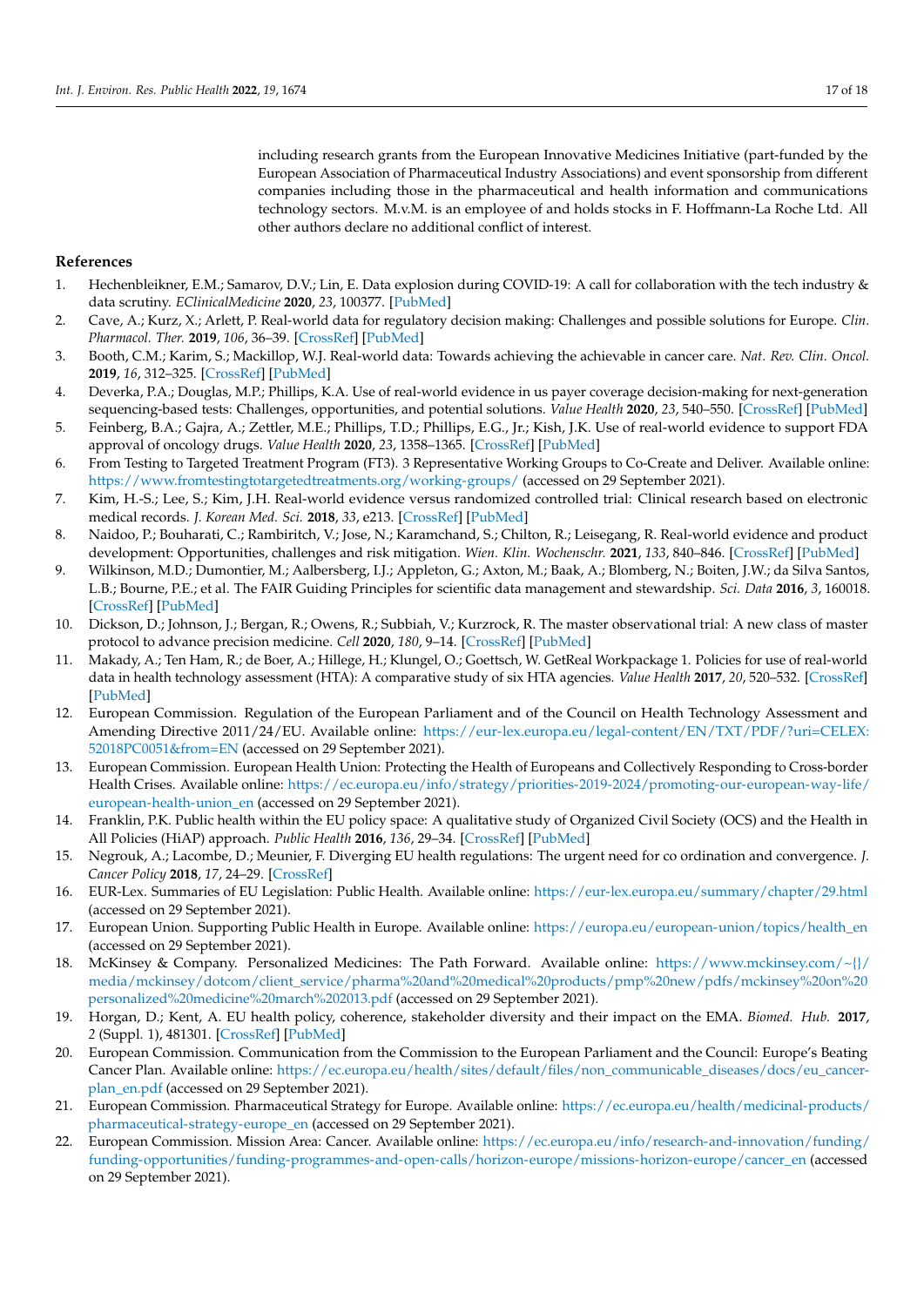including research grants from the European Innovative Medicines Initiative (part-funded by the European Association of Pharmaceutical Industry Associations) and event sponsorship from different companies including those in the pharmaceutical and health information and communications technology sectors. M.v.M. is an employee of and holds stocks in F. Hoffmann-La Roche Ltd. All other authors declare no additional conflict of interest.

## References

1. Hechenbleikner, E.M.; Samarov, D.V.; Lin, E. Data explosion during COVID-19: A call for collaboration with the tech industry & data scrutiny. *EClinicalMedicine* **2020**, *23*, 100377. [PubMed]
2. Cave, A.; Kurz, X.; Arlett, P. Real-world data for regulatory decision making: Challenges and possible solutions for Europe. *Clin. Pharmacol. Ther.* **2019**, *106*, 36–39. [CrossRef] [PubMed]
3. Booth, C.M.; Karim, S.; Mackillop, W.J. Real-world data: Towards achieving the achievable in cancer care. *Nat. Rev. Clin. Oncol.* **2019**, *16*, 312–325. [CrossRef] [PubMed]
4. Deverka, P.A.; Douglas, M.P.; Phillips, K.A. Use of real-world evidence in us payer coverage decision-making for next-generation sequencing-based tests: Challenges, opportunities, and potential solutions. *Value Health* **2020**, *23*, 540–550. [CrossRef] [PubMed]
5. Feinberg, B.A.; Gajra, A.; Zettler, M.E.; Phillips, T.D.; Phillips, E.G., Jr.; Kish, J.K. Use of real-world evidence to support FDA approval of oncology drugs. *Value Health* **2020**, *23*, 1358–1365. [CrossRef] [PubMed]
6. From Testing to Targeted Treatment Program (FT3). 3 Representative Working Groups to Co-Create and Deliver. Available online: https://www.fromtestingtotargetedtreatments.org/working-groups/ (accessed on 29 September 2021).
7. Kim, H.-S.; Lee, S.; Kim, J.H. Real-world evidence versus randomized controlled trial: Clinical research based on electronic medical records. *J. Korean Med. Sci.* **2018**, *33*, e213. [CrossRef] [PubMed]
8. Naidoo, P.; Bouharati, C.; Rambiritch, V.; Jose, N.; Karamchand, S.; Chilton, R.; Leisegang, R. Real-world evidence and product development: Opportunities, challenges and risk mitigation. *Wien. Klin. Wochenschr.* **2021**, *133*, 840–846. [CrossRef] [PubMed]
9. Wilkinson, M.D.; Dumontier, M.; Aalbersberg, I.J.; Appleton, G.; Axton, M.; Baak, A.; Blomberg, N.; Boiten, J.W.; da Silva Santos, L.B.; Bourne, P.E.; et al. The FAIR Guiding Principles for scientific data management and stewardship. *Sci. Data* **2016**, *3*, 160018. [CrossRef] [PubMed]
10. Dickson, D.; Johnson, J.; Bergan, R.; Owens, R.; Subbiah, V.; Kurzrock, R. The master observational trial: A new class of master protocol to advance precision medicine. *Cell* **2020**, *180*, 9–14. [CrossRef] [PubMed]
11. Makady, A.; Ten Ham, R.; de Boer, A.; Hillege, H.; Klungel, O.; Goettsch, W. GetReal Workpackage 1. Policies for use of real-world data in health technology assessment (HTA): A comparative study of six HTA agencies. *Value Health* **2017**, *20*, 520–532. [CrossRef] [PubMed]
12. European Commission. Regulation of the European Parliament and of the Council on Health Technology Assessment and Amending Directive 2011/24/EU. Available online: https://eur-lex.europa.eu/legal-content/EN/TXT/PDF/?uri=CELEX:52018PC0051&from=EN (accessed on 29 September 2021).
13. European Commission. European Health Union: Protecting the Health of Europeans and Collectively Responding to Cross-border Health Crises. Available online: https://ec.europa.eu/info/strategy/priorities-2019-2024/promoting-our-european-way-life/european-health-union_en (accessed on 29 September 2021).
14. Franklin, P.K. Public health within the EU policy space: A qualitative study of Organized Civil Society (OCS) and the Health in All Policies (HiAP) approach. *Public Health* **2016**, *136*, 29–34. [CrossRef] [PubMed]
15. Negrouk, A.; Lacombe, D.; Meunier, F. Diverging EU health regulations: The urgent need for co ordination and convergence. *J. Cancer Policy* **2018**, *17*, 24–29. [CrossRef]
16. EUR-Lex. Summaries of EU Legislation: Public Health. Available online: https://eur-lex.europa.eu/summary/chapter/29.html (accessed on 29 September 2021).
17. European Union. Supporting Public Health in Europe. Available online: https://europa.eu/european-union/topics/health_en (accessed on 29 September 2021).
18. McKinsey & Company. Personalized Medicines: The Path Forward. Available online: https://www.mckinsey.com/~{}/media/mckinsey/dotcom/client_service/pharma%20and%20medical%20products/pmp%20new/pdfs/mckinsey%20on%20personalized%20medicine%20march%202013.pdf (accessed on 29 September 2021).
19. Horgan, D.; Kent, A. EU health policy, coherence, stakeholder diversity and their impact on the EMA. *Biomed. Hub.* **2017**, *2* (Suppl. 1), 481301. [CrossRef] [PubMed]
20. European Commission. Communication from the Commission to the European Parliament and the Council: Europe's Beating Cancer Plan. Available online: https://ec.europa.eu/health/sites/default/files/non_communicable_diseases/docs/eu_cancer-plan_en.pdf (accessed on 29 September 2021).
21. European Commission. Pharmaceutical Strategy for Europe. Available online: https://ec.europa.eu/health/medicinal-products/pharmaceutical-strategy-europe_en (accessed on 29 September 2021).
22. European Commission. Mission Area: Cancer. Available online: https://ec.europa.eu/info/research-and-innovation/funding/funding-opportunities/funding-programmes-and-open-calls/horizon-europe/missions-horizon-europe/cancer_en (accessed on 29 September 2021).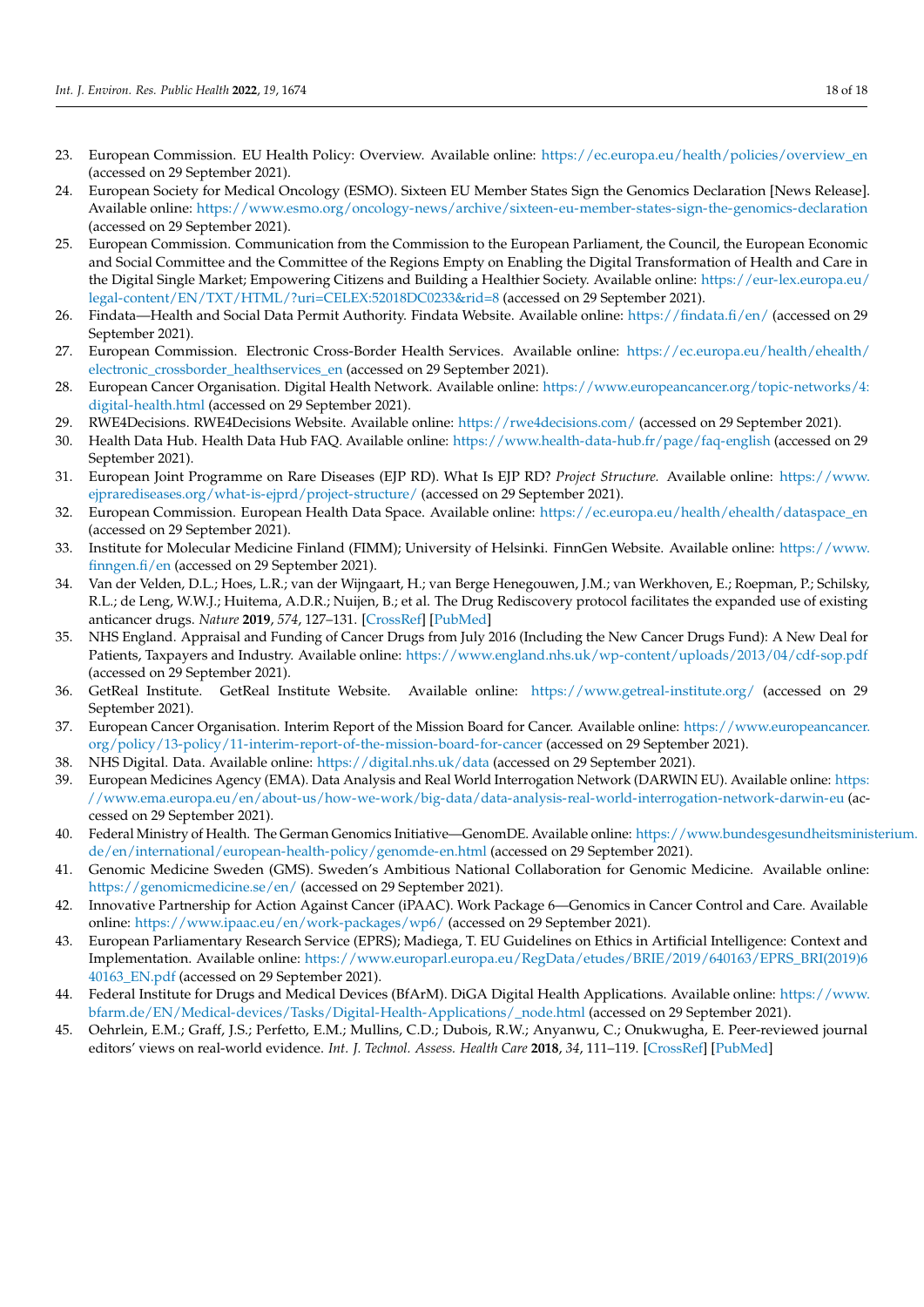23. European Commission. EU Health Policy: Overview. Available online: https://ec.europa.eu/health/policies/overview_en (accessed on 29 September 2021).
24. European Society for Medical Oncology (ESMO). Sixteen EU Member States Sign the Genomics Declaration [News Release]. Available online: https://www.esmo.org/oncology-news/archive/sixteen-eu-member-states-sign-the-genomics-declaration (accessed on 29 September 2021).
25. European Commission. Communication from the Commission to the European Parliament, the Council, the European Economic and Social Committee and the Committee of the Regions Empty on Enabling the Digital Transformation of Health and Care in the Digital Single Market; Empowering Citizens and Building a Healthier Society. Available online: https://eur-lex.europa.eu/legal-content/EN/TXT/HTML/?uri=CELEX:52018DC0233&rid=8 (accessed on 29 September 2021).
26. Findata—Health and Social Data Permit Authority. Findata Website. Available online: https://findata.fi/en/ (accessed on 29 September 2021).
27. European Commission. Electronic Cross-Border Health Services. Available online: https://ec.europa.eu/health/ehealth/electronic_crossborder_healthservices_en (accessed on 29 September 2021).
28. European Cancer Organisation. Digital Health Network. Available online: https://www.europeancancer.org/topic-networks/4:digital-health.html (accessed on 29 September 2021).
29. RWE4Decisions. RWE4Decisions Website. Available online: https://rwe4decisions.com/ (accessed on 29 September 2021).
30. Health Data Hub. Health Data Hub FAQ. Available online: https://www.health-data-hub.fr/page/faq-english (accessed on 29 September 2021).
31. European Joint Programme on Rare Diseases (EJP RD). What Is EJP RD? *Project Structure.* Available online: https://www.ejprarediseases.org/what-is-ejprd/project-structure/ (accessed on 29 September 2021).
32. European Commission. European Health Data Space. Available online: https://ec.europa.eu/health/ehealth/dataspace_en (accessed on 29 September 2021).
33. Institute for Molecular Medicine Finland (FIMM); University of Helsinki. FinnGen Website. Available online: https://www.finngen.fi/en (accessed on 29 September 2021).
34. Van der Velden, D.L.; Hoes, L.R.; van der Wijngaart, H.; van Berge Henegouwen, J.M.; van Werkhoven, E.; Roepman, P.; Schilsky, R.L.; de Leng, W.W.J.; Huitema, A.D.R.; Nuijen, B.; et al. The Drug Rediscovery protocol facilitates the expanded use of existing anticancer drugs. *Nature* **2019**, *574*, 127–131. [CrossRef] [PubMed]
35. NHS England. Appraisal and Funding of Cancer Drugs from July 2016 (Including the New Cancer Drugs Fund): A New Deal for Patients, Taxpayers and Industry. Available online: https://www.england.nhs.uk/wp-content/uploads/2013/04/cdf-sop.pdf (accessed on 29 September 2021).
36. GetReal Institute. GetReal Institute Website. Available online: https://www.getreal-institute.org/ (accessed on 29 September 2021).
37. European Cancer Organisation. Interim Report of the Mission Board for Cancer. Available online: https://www.europeancancer.org/policy/13-policy/11-interim-report-of-the-mission-board-for-cancer (accessed on 29 September 2021).
38. NHS Digital. Data. Available online: https://digital.nhs.uk/data (accessed on 29 September 2021).
39. European Medicines Agency (EMA). Data Analysis and Real World Interrogation Network (DARWIN EU). Available online: https://www.ema.europa.eu/en/about-us/how-we-work/big-data/data-analysis-real-world-interrogation-network-darwin-eu (accessed on 29 September 2021).
40. Federal Ministry of Health. The German Genomics Initiative—GenomDE. Available online: https://www.bundesgesundheitsministerium.de/en/international/european-health-policy/genomde-en.html (accessed on 29 September 2021).
41. Genomic Medicine Sweden (GMS). Sweden's Ambitious National Collaboration for Genomic Medicine. Available online: https://genomicmedicine.se/en/ (accessed on 29 September 2021).
42. Innovative Partnership for Action Against Cancer (iPAAC). Work Package 6—Genomics in Cancer Control and Care. Available online: https://www.ipaac.eu/en/work-packages/wp6/ (accessed on 29 September 2021).
43. European Parliamentary Research Service (EPRS); Madiega, T. EU Guidelines on Ethics in Artificial Intelligence: Context and Implementation. Available online: https://www.europarl.europa.eu/RegData/etudes/BRIE/2019/640163/EPRS_BRI(2019)640163_EN.pdf (accessed on 29 September 2021).
44. Federal Institute for Drugs and Medical Devices (BfArM). DiGA Digital Health Applications. Available online: https://www.bfarm.de/EN/Medical-devices/Tasks/Digital-Health-Applications/_node.html (accessed on 29 September 2021).
45. Oehrlein, E.M.; Graff, J.S.; Perfetto, E.M.; Mullins, C.D.; Dubois, R.W.; Anyanwu, C.; Onukwugha, E. Peer-reviewed journal editors' views on real-world evidence. *Int. J. Technol. Assess. Health Care* **2018**, *34*, 111–119. [CrossRef] [PubMed]